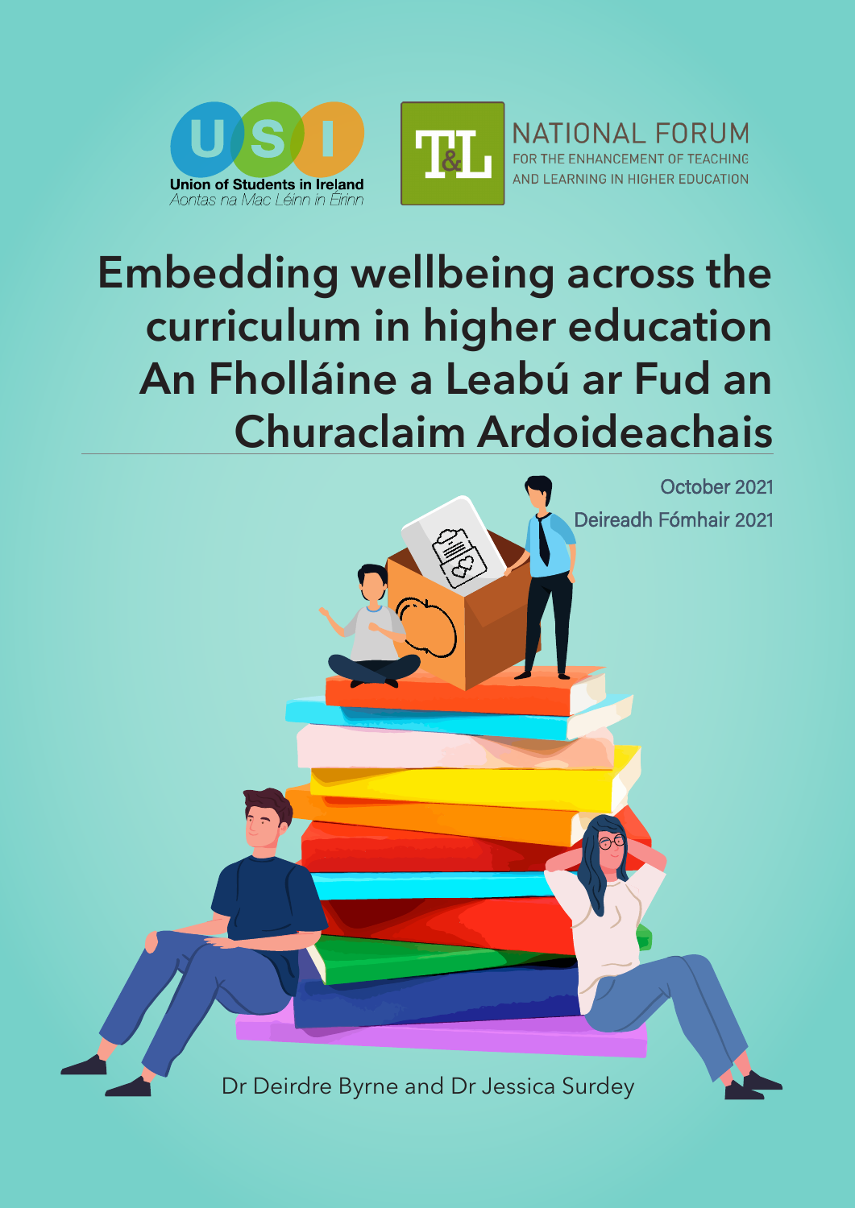Union of Students in Ireland
Aontas na Mac Léinn in Éirinn

NATIONAL FORUM
FOR THE ENHANCEMENT OF TEACHING AND LEARNING IN HIGHER EDUCATION

# Embedding wellbeing across the curriculum in higher education
# An Fholláine a Leabú ar Fud an Churaclaim Ardoideachais

October 2021
Deireadh Fómhair 2021

Dr Deirdre Byrne and Dr Jessica Surdey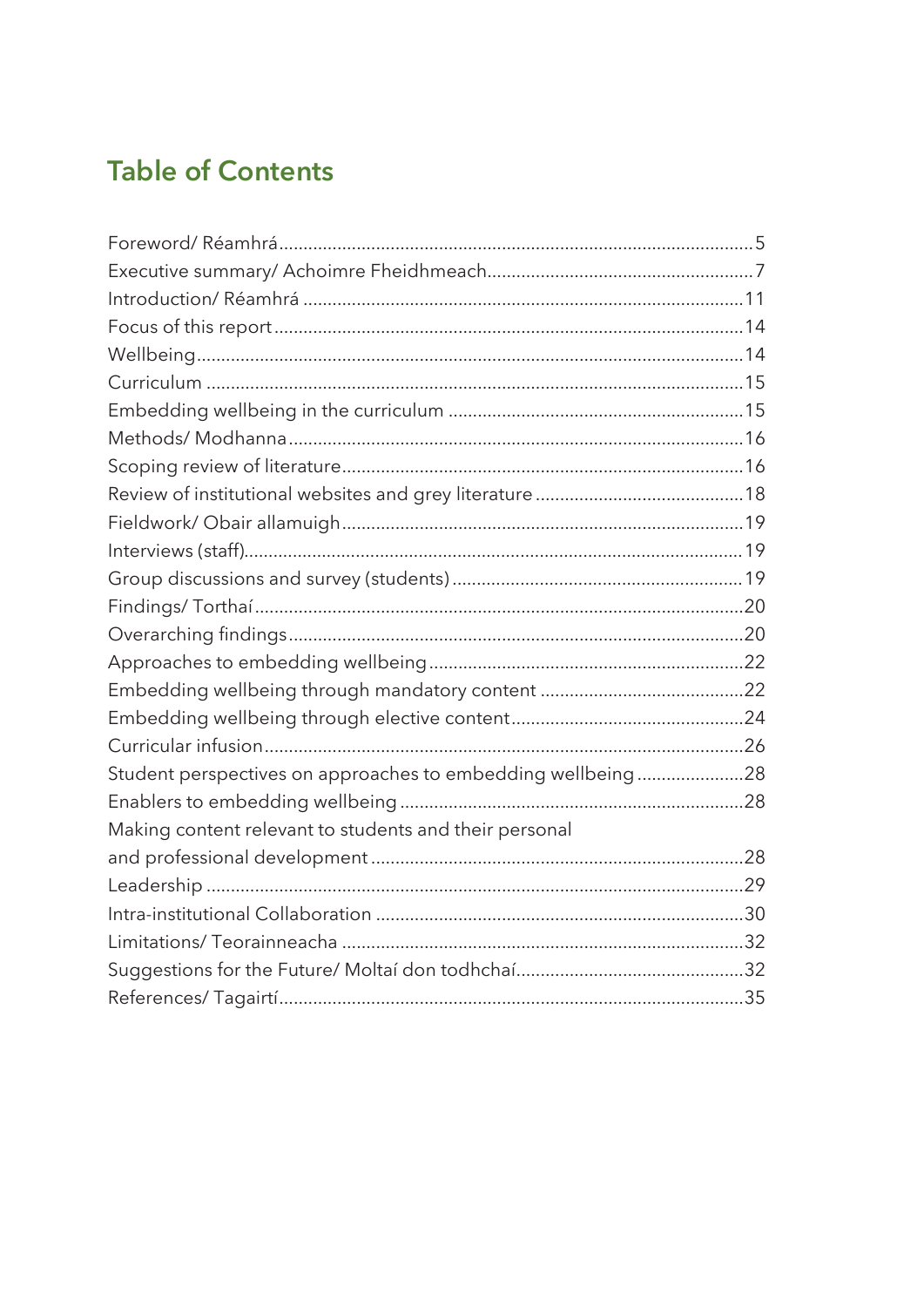## Table of Contents

Foreword/ Réamhrá....................................................................................5
Executive summary/ Achoimre Fheidhmeach.............................................7
Introduction/ Réamhrá ..............................................................................11
Focus of this report....................................................................................14
Wellbeing...................................................................................................14
Curriculum .................................................................................................15
Embedding wellbeing in the curriculum ....................................................15
Methods/ Modhanna..................................................................................16
Scoping review of literature.......................................................................16
Review of institutional websites and grey literature ..................................18
Fieldwork/ Obair allamuigh........................................................................19
Interviews (staff).........................................................................................19
Group discussions and survey (students) ..................................................19
Findings/ Torthaí.........................................................................................20
Overarching findings..................................................................................20
Approaches to embedding wellbeing.........................................................22
Embedding wellbeing through mandatory content ....................................22
Embedding wellbeing through elective content..........................................24
Curricular infusion......................................................................................26
Student perspectives on approaches to embedding wellbeing ..................28
Enablers to embedding wellbeing ..............................................................28
Making content relevant to students and their personal and professional development ..................................................................................28
Leadership .................................................................................................29
Intra-institutional Collaboration .................................................................30
Limitations/ Teorainneacha ........................................................................32
Suggestions for the Future/ Moltaí don todhchaí.......................................32
References/ Tagairtí...................................................................................35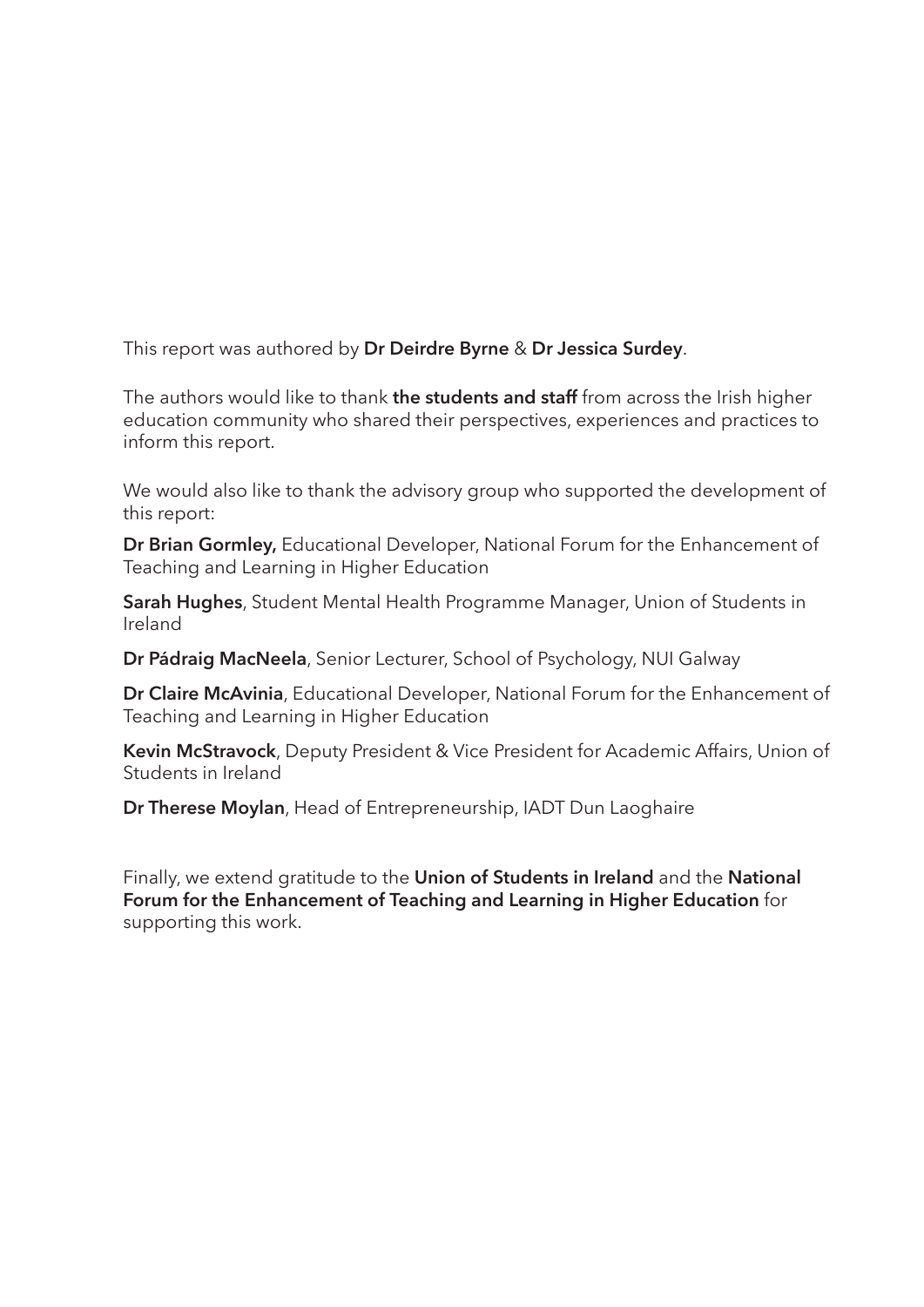This report was authored by **Dr Deirdre Byrne** & **Dr Jessica Surdey**.

The authors would like to thank **the students and staff** from across the Irish higher education community who shared their perspectives, experiences and practices to inform this report.

We would also like to thank the advisory group who supported the development of this report:

**Dr Brian Gormley,** Educational Developer, National Forum for the Enhancement of Teaching and Learning in Higher Education

**Sarah Hughes**, Student Mental Health Programme Manager, Union of Students in Ireland

**Dr Pádraig MacNeela**, Senior Lecturer, School of Psychology, NUI Galway

**Dr Claire McAvinia**, Educational Developer, National Forum for the Enhancement of Teaching and Learning in Higher Education

**Kevin McStravock**, Deputy President & Vice President for Academic Affairs, Union of Students in Ireland

**Dr Therese Moylan**, Head of Entrepreneurship, IADT Dun Laoghaire

Finally, we extend gratitude to the **Union of Students in Ireland** and the **National Forum for the Enhancement of Teaching and Learning in Higher Education** for supporting this work.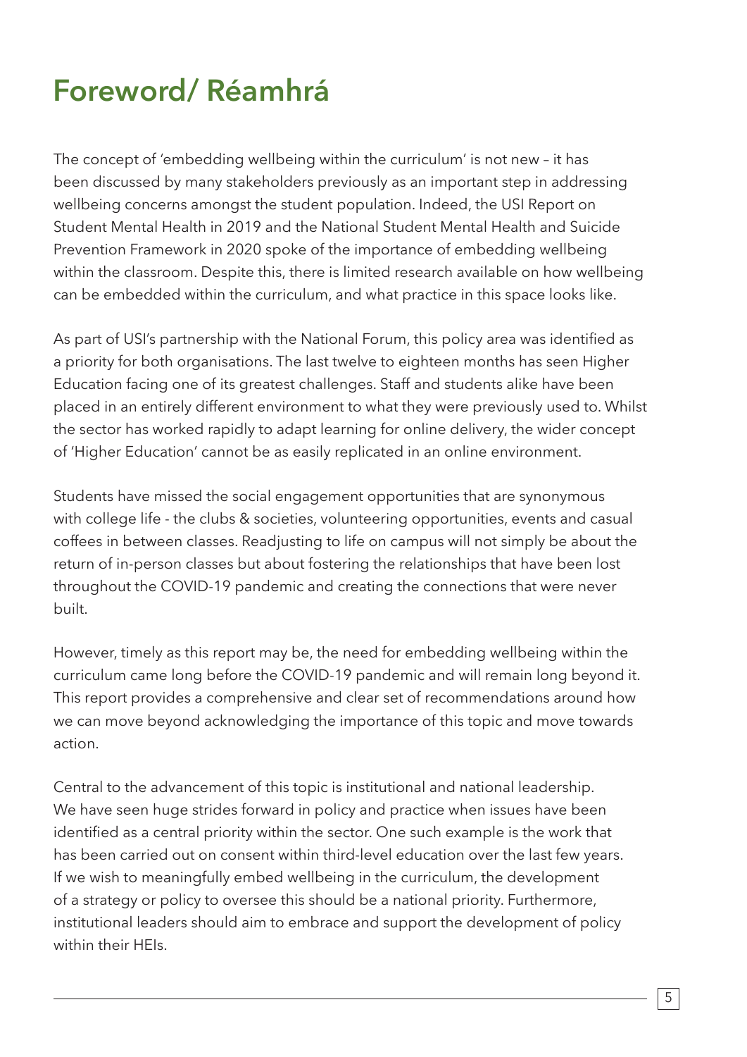# Foreword/ Réamhrá

The concept of 'embedding wellbeing within the curriculum' is not new – it has been discussed by many stakeholders previously as an important step in addressing wellbeing concerns amongst the student population. Indeed, the USI Report on Student Mental Health in 2019 and the National Student Mental Health and Suicide Prevention Framework in 2020 spoke of the importance of embedding wellbeing within the classroom. Despite this, there is limited research available on how wellbeing can be embedded within the curriculum, and what practice in this space looks like.

As part of USI's partnership with the National Forum, this policy area was identified as a priority for both organisations. The last twelve to eighteen months has seen Higher Education facing one of its greatest challenges. Staff and students alike have been placed in an entirely different environment to what they were previously used to. Whilst the sector has worked rapidly to adapt learning for online delivery, the wider concept of 'Higher Education' cannot be as easily replicated in an online environment.

Students have missed the social engagement opportunities that are synonymous with college life - the clubs & societies, volunteering opportunities, events and casual coffees in between classes. Readjusting to life on campus will not simply be about the return of in-person classes but about fostering the relationships that have been lost throughout the COVID-19 pandemic and creating the connections that were never built.

However, timely as this report may be, the need for embedding wellbeing within the curriculum came long before the COVID-19 pandemic and will remain long beyond it. This report provides a comprehensive and clear set of recommendations around how we can move beyond acknowledging the importance of this topic and move towards action.

Central to the advancement of this topic is institutional and national leadership. We have seen huge strides forward in policy and practice when issues have been identified as a central priority within the sector. One such example is the work that has been carried out on consent within third-level education over the last few years. If we wish to meaningfully embed wellbeing in the curriculum, the development of a strategy or policy to oversee this should be a national priority. Furthermore, institutional leaders should aim to embrace and support the development of policy within their HEIs.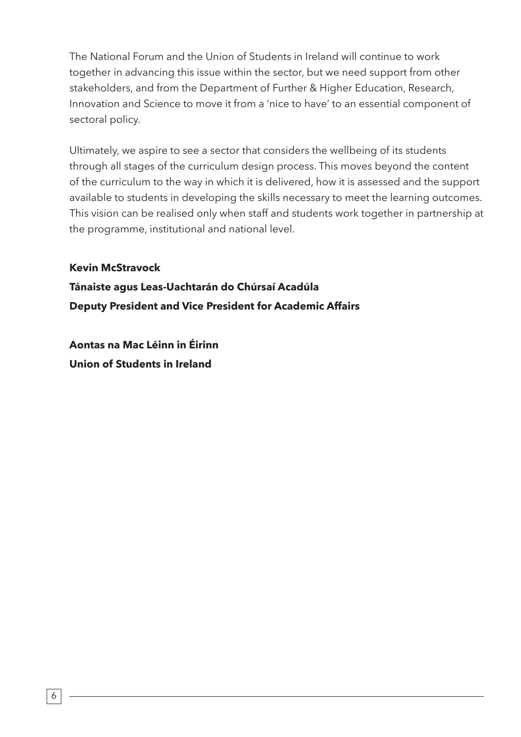The National Forum and the Union of Students in Ireland will continue to work together in advancing this issue within the sector, but we need support from other stakeholders, and from the Department of Further & Higher Education, Research, Innovation and Science to move it from a 'nice to have' to an essential component of sectoral policy.

Ultimately, we aspire to see a sector that considers the wellbeing of its students through all stages of the curriculum design process. This moves beyond the content of the curriculum to the way in which it is delivered, how it is assessed and the support available to students in developing the skills necessary to meet the learning outcomes. This vision can be realised only when staff and students work together in partnership at the programme, institutional and national level.

**Kevin McStravock**

**Tánaiste agus Leas-Uachtarán do Chúrsaí Acadúla**

**Deputy President and Vice President for Academic Affairs**

**Aontas na Mac Léinn in Éirinn**

**Union of Students in Ireland**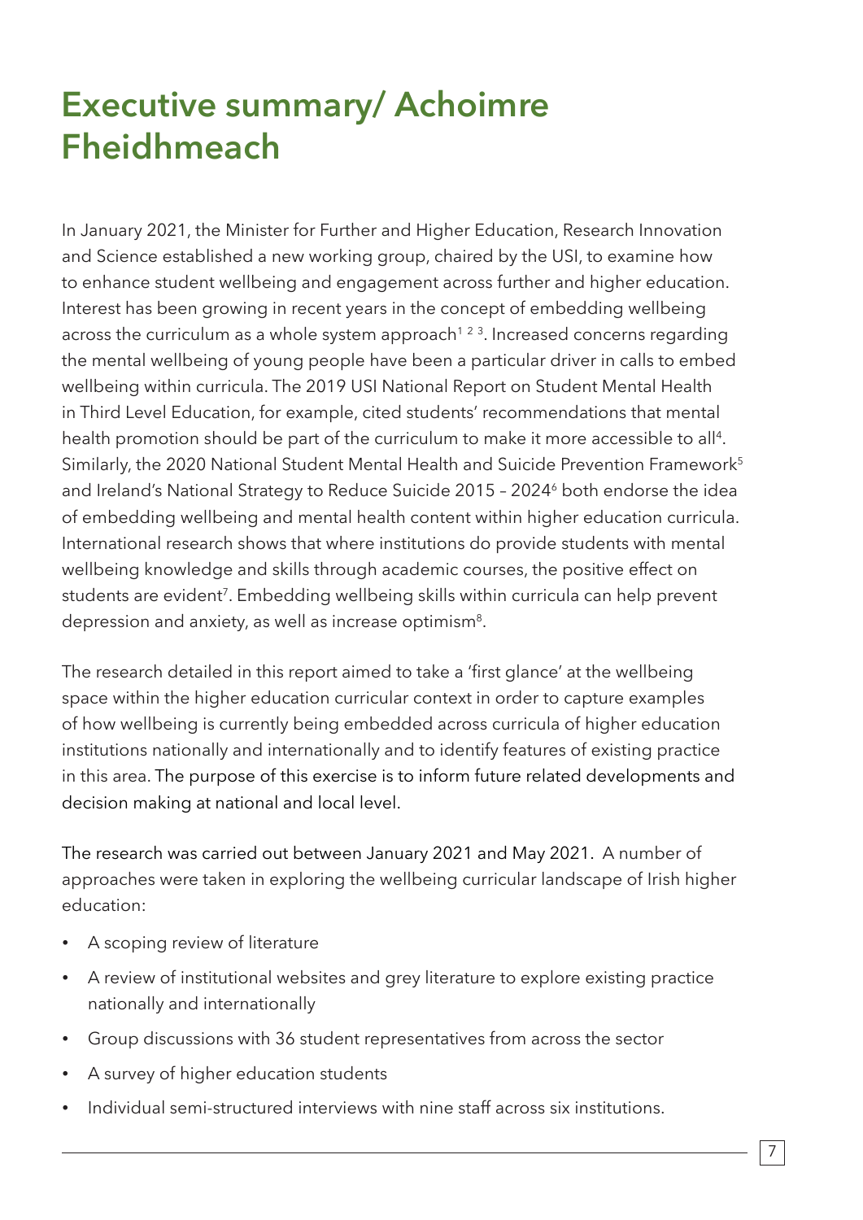# Executive summary/ Achoimre Fheidhmeach

In January 2021, the Minister for Further and Higher Education, Research Innovation and Science established a new working group, chaired by the USI, to examine how to enhance student wellbeing and engagement across further and higher education. Interest has been growing in recent years in the concept of embedding wellbeing across the curriculum as a whole system approach[1 2 3]. Increased concerns regarding the mental wellbeing of young people have been a particular driver in calls to embed wellbeing within curricula. The 2019 USI National Report on Student Mental Health in Third Level Education, for example, cited students' recommendations that mental health promotion should be part of the curriculum to make it more accessible to all[4]. Similarly, the 2020 National Student Mental Health and Suicide Prevention Framework[5] and Ireland's National Strategy to Reduce Suicide 2015 – 2024[6] both endorse the idea of embedding wellbeing and mental health content within higher education curricula. International research shows that where institutions do provide students with mental wellbeing knowledge and skills through academic courses, the positive effect on students are evident[7]. Embedding wellbeing skills within curricula can help prevent depression and anxiety, as well as increase optimism[8].

The research detailed in this report aimed to take a 'first glance' at the wellbeing space within the higher education curricular context in order to capture examples of how wellbeing is currently being embedded across curricula of higher education institutions nationally and internationally and to identify features of existing practice in this area. The purpose of this exercise is to inform future related developments and decision making at national and local level.

The research was carried out between January 2021 and May 2021. A number of approaches were taken in exploring the wellbeing curricular landscape of Irish higher education:

- A scoping review of literature
- A review of institutional websites and grey literature to explore existing practice nationally and internationally
- Group discussions with 36 student representatives from across the sector
- A survey of higher education students
- Individual semi-structured interviews with nine staff across six institutions.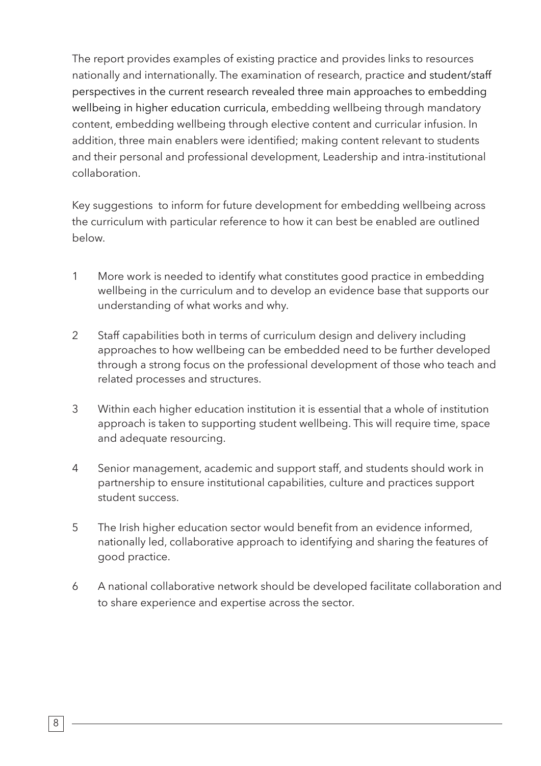The report provides examples of existing practice and provides links to resources nationally and internationally. The examination of research, practice and student/staff perspectives in the current research revealed three main approaches to embedding wellbeing in higher education curricula, embedding wellbeing through mandatory content, embedding wellbeing through elective content and curricular infusion. In addition, three main enablers were identified; making content relevant to students and their personal and professional development, Leadership and intra-institutional collaboration.

Key suggestions  to inform for future development for embedding wellbeing across the curriculum with particular reference to how it can best be enabled are outlined below.

1. More work is needed to identify what constitutes good practice in embedding wellbeing in the curriculum and to develop an evidence base that supports our understanding of what works and why.

2. Staff capabilities both in terms of curriculum design and delivery including approaches to how wellbeing can be embedded need to be further developed through a strong focus on the professional development of those who teach and related processes and structures.

3. Within each higher education institution it is essential that a whole of institution approach is taken to supporting student wellbeing. This will require time, space and adequate resourcing.

4. Senior management, academic and support staff, and students should work in partnership to ensure institutional capabilities, culture and practices support student success.

5. The Irish higher education sector would benefit from an evidence informed, nationally led, collaborative approach to identifying and sharing the features of good practice.

6. A national collaborative network should be developed facilitate collaboration and to share experience and expertise across the sector.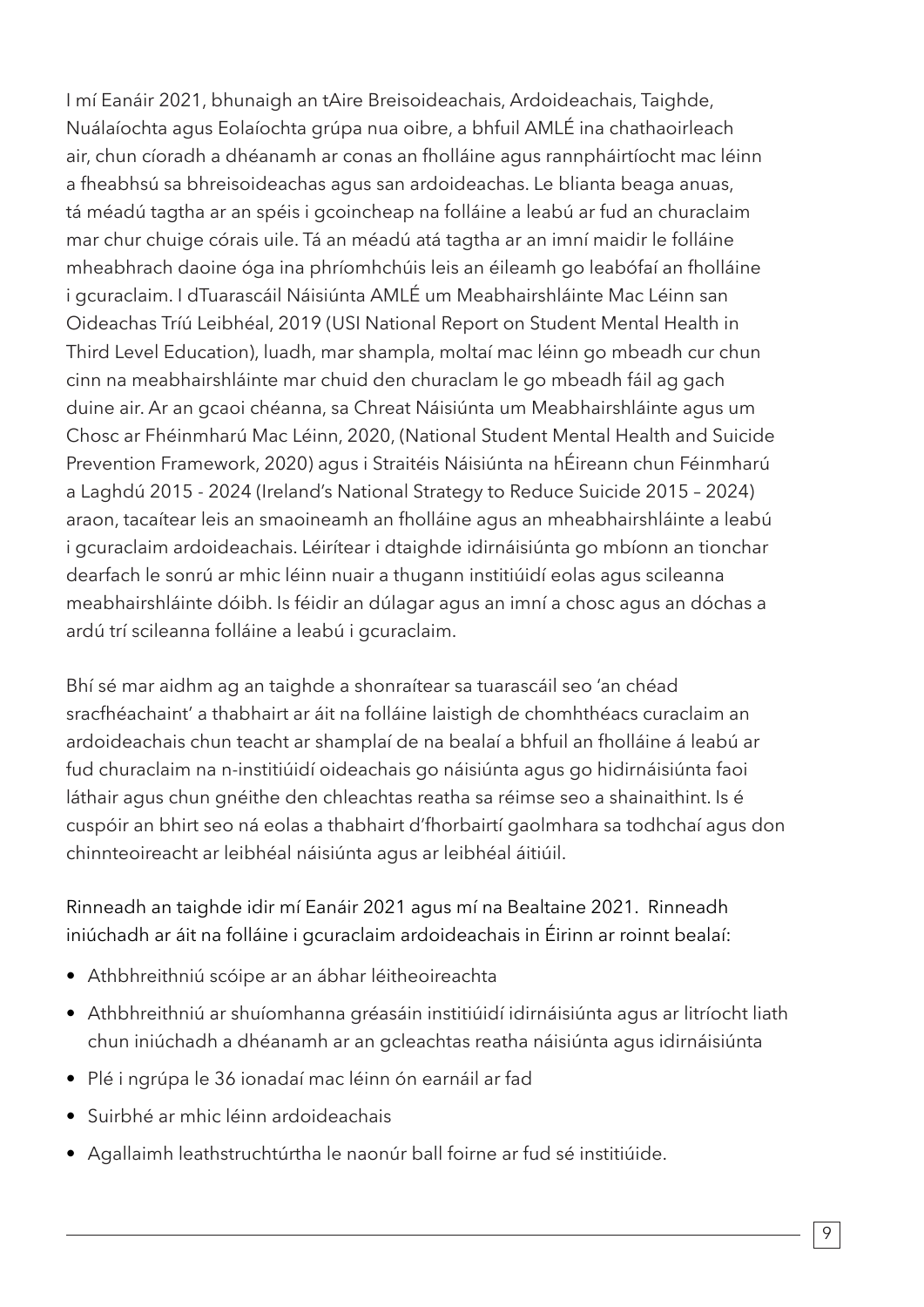I mí Eanáir 2021, bhunaigh an tAire Breisoideachais, Ardoideachais, Taighde, Nuálaíochta agus Eolaíochta grúpa nua oibre, a bhfuil AMLÉ ina chathaoirleach air, chun cíoradh a dhéanamh ar conas an fholláine agus rannpháirtíocht mac léinn a fheabhsú sa bhreisoideachas agus san ardoideachas. Le blianta beaga anuas, tá méadú tagtha ar an spéis i gcoincheap na folláine a leabú ar fud an churaclaim mar chur chuige córais uile. Tá an méadú atá tagtha ar an imní maidir le folláine mheabhrach daoine óga ina phríomhchúis leis an éileamh go leabófaí an fholláine i gcuraclaim. I dTuarascáil Náisiúnta AMLÉ um Meabhairshláinte Mac Léinn san Oideachas Tríú Leibhéal, 2019 (USI National Report on Student Mental Health in Third Level Education), luadh, mar shampla, moltaí mac léinn go mbeadh cur chun cinn na meabhairshláinte mar chuid den churaclam le go mbeadh fáil ag gach duine air. Ar an gcaoi chéanna, sa Chreat Náisiúnta um Meabhairshláinte agus um Chosc ar Fhéinmharú Mac Léinn, 2020, (National Student Mental Health and Suicide Prevention Framework, 2020) agus i Straitéis Náisiúnta na hÉireann chun Féinmharú a Laghdú 2015 - 2024 (Ireland's National Strategy to Reduce Suicide 2015 – 2024) araon, tacaítear leis an smaoineamh an fholláine agus an mheabhairshláinte a leabú i gcuraclaim ardoideachais. Léirítear i dtaighde idirnáisiúnta go mbíonn an tionchar dearfach le sonrú ar mhic léinn nuair a thugann institiúidí eolas agus scileanna meabhairshláinte dóibh. Is féidir an dúlagar agus an imní a chosc agus an dóchas a ardú trí scileanna folláine a leabú i gcuraclaim.

Bhí sé mar aidhm ag an taighde a shonraítear sa tuarascáil seo 'an chéad sracfhéachaint' a thabhairt ar áit na folláine laistigh de chomhthéacs curaclaim an ardoideachais chun teacht ar shamplaí de na bealaí a bhfuil an fholláine á leabú ar fud churaclaim na n-institiúidí oideachais go náisiúnta agus go hidirnáisiúnta faoi láthair agus chun gnéithe den chleachtas reatha sa réimse seo a shainaithint. Is é cuspóir an bhirt seo ná eolas a thabhairt d'fhorbairtí gaolmhara sa todhchaí agus don chinnteoireacht ar leibhéal náisiúnta agus ar leibhéal áitiúil.

Rinneadh an taighde idir mí Eanáir 2021 agus mí na Bealtaine 2021. Rinneadh iniúchadh ar áit na folláine i gcuraclaim ardoideachais in Éirinn ar roinnt bealaí:

- Athbhreithniú scóipe ar an ábhar léitheoireachta
- Athbhreithniú ar shuíomhanna gréasáin institiúidí idirnáisiúnta agus ar litríocht liath chun iniúchadh a dhéanamh ar an gcleachtas reatha náisiúnta agus idirnáisiúnta
- Plé i ngrúpa le 36 ionadaí mac léinn ón earnáil ar fad
- Suirbhé ar mhic léinn ardoideachais
- Agallaimh leathstruchtúrtha le naonúr ball foirne ar fud sé institiúide.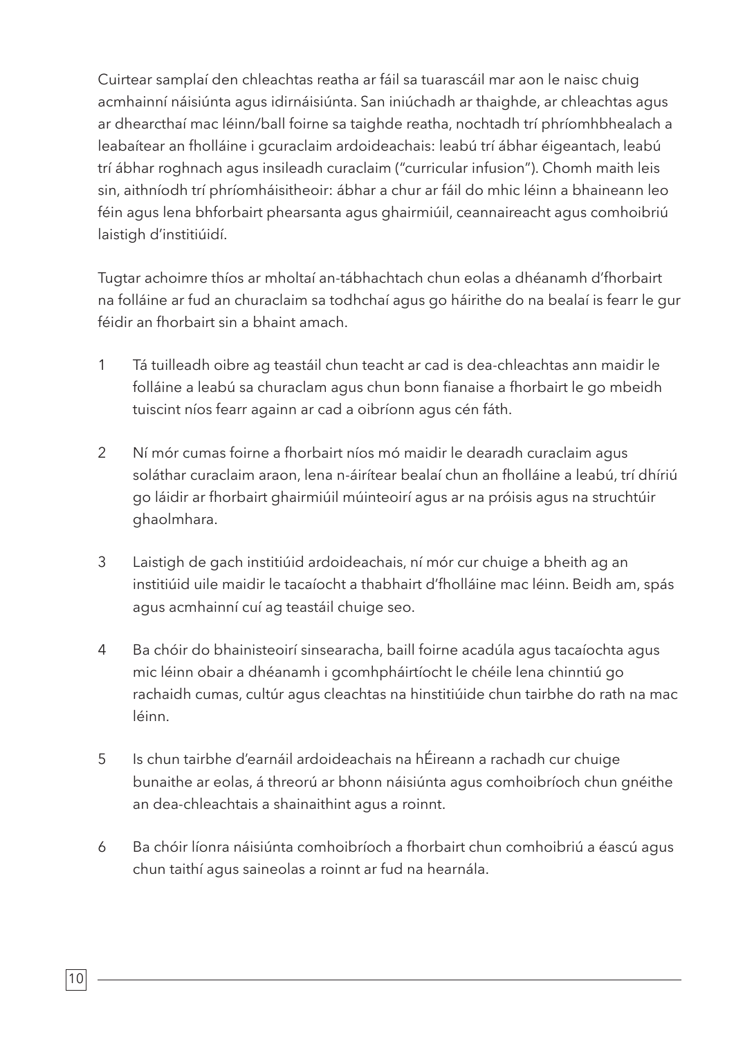Cuirtear samplaí den chleachtas reatha ar fáil sa tuarascáil mar aon le naisc chuig acmhainní náisiúnta agus idirnáisiúnta. San iniúchadh ar thaighde, ar chleachtas agus ar dhearcthaí mac léinn/ball foirne sa taighde reatha, nochtadh trí phríomhbhealach a leabaítear an fholláine i gcuraclaim ardoideachais: leabú trí ábhar éigeantach, leabú trí ábhar roghnach agus insileadh curaclaim ("curricular infusion"). Chomh maith leis sin, aithníodh trí phríomháisitheoir: ábhar a chur ar fáil do mhic léinn a bhaineann leo féin agus lena bhforbairt phearsanta agus ghairmiúil, ceannaireacht agus comhoibriú laistigh d'institiúidí.

Tugtar achoimre thíos ar mholtaí an-tábhachtach chun eolas a dhéanamh d'fhorbairt na folláine ar fud an churaclaim sa todhchaí agus go háirithe do na bealaí is fearr le gur féidir an fhorbairt sin a bhaint amach.

1. Tá tuilleadh oibre ag teastáil chun teacht ar cad is dea-chleachtas ann maidir le folláine a leabú sa churaclam agus chun bonn fianaise a fhorbairt le go mbeidh tuiscint níos fearr againn ar cad a oibríonn agus cén fáth.

2. Ní mór cumas foirne a fhorbairt níos mó maidir le dearadh curaclaim agus soláthar curaclaim araon, lena n-áirítear bealaí chun an fholláine a leabú, trí dhíriú go láidir ar fhorbairt ghairmiúil múinteoirí agus ar na próisis agus na struchtúir ghaolmhara.

3. Laistigh de gach institiúid ardoideachais, ní mór cur chuige a bheith ag an institiúid uile maidir le tacaíocht a thabhairt d'fholláine mac léinn. Beidh am, spás agus acmhainní cuí ag teastáil chuige seo.

4. Ba chóir do bhainisteoirí sinsearacha, baill foirne acadúla agus tacaíochta agus mic léinn obair a dhéanamh i gcomhpháirtíocht le chéile lena chinntiú go rachaidh cumas, cultúr agus cleachtas na hinstitiúide chun tairbhe do rath na mac léinn.

5. Is chun tairbhe d'earnáil ardoideachais na hÉireann a rachadh cur chuige bunaithe ar eolas, á threorú ar bhonn náisiúnta agus comhoibríoch chun gnéithe an dea-chleachtais a shainaithint agus a roinnt.

6. Ba chóir líonra náisiúnta comhoibríoch a fhorbairt chun comhoibriú a éascú agus chun taithí agus saineolas a roinnt ar fud na hearnála.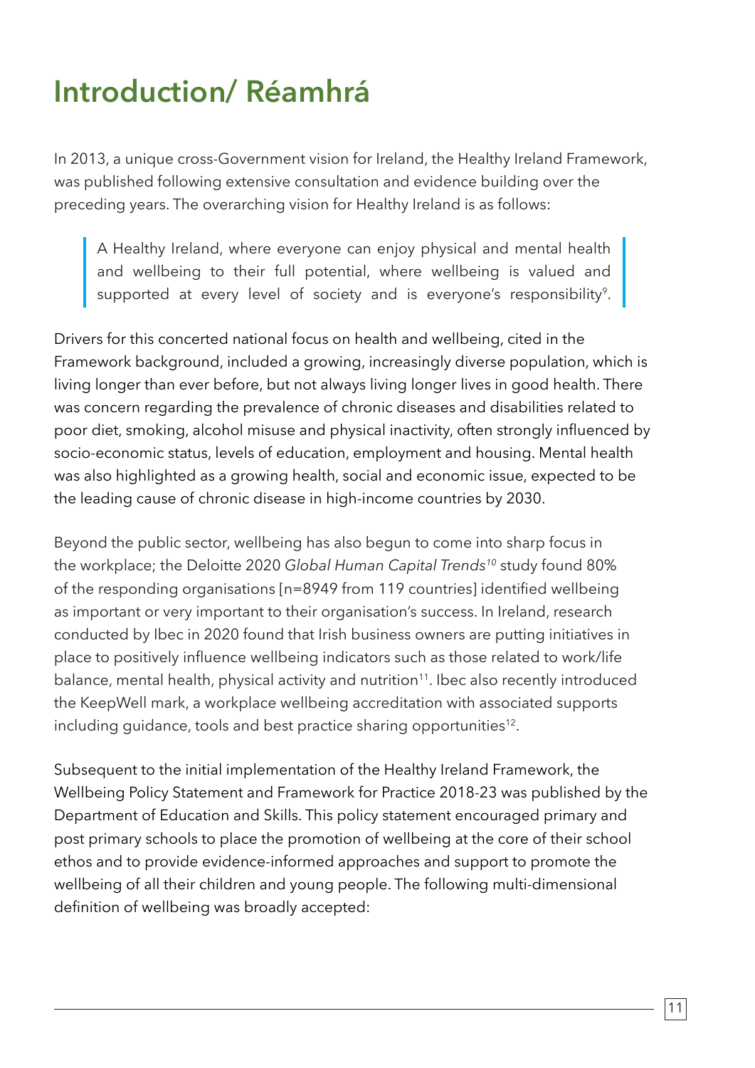# Introduction/ Réamhrá

In 2013, a unique cross-Government vision for Ireland, the Healthy Ireland Framework, was published following extensive consultation and evidence building over the preceding years. The overarching vision for Healthy Ireland is as follows:

> A Healthy Ireland, where everyone can enjoy physical and mental health and wellbeing to their full potential, where wellbeing is valued and supported at every level of society and is everyone's responsibility[9].

Drivers for this concerted national focus on health and wellbeing, cited in the Framework background, included a growing, increasingly diverse population, which is living longer than ever before, but not always living longer lives in good health. There was concern regarding the prevalence of chronic diseases and disabilities related to poor diet, smoking, alcohol misuse and physical inactivity, often strongly influenced by socio-economic status, levels of education, employment and housing. Mental health was also highlighted as a growing health, social and economic issue, expected to be the leading cause of chronic disease in high-income countries by 2030.

Beyond the public sector, wellbeing has also begun to come into sharp focus in the workplace; the Deloitte 2020 *Global Human Capital Trends*[10] study found 80% of the responding organisations [n=8949 from 119 countries] identified wellbeing as important or very important to their organisation's success. In Ireland, research conducted by Ibec in 2020 found that Irish business owners are putting initiatives in place to positively influence wellbeing indicators such as those related to work/life balance, mental health, physical activity and nutrition[11]. Ibec also recently introduced the KeepWell mark, a workplace wellbeing accreditation with associated supports including guidance, tools and best practice sharing opportunities[12].

Subsequent to the initial implementation of the Healthy Ireland Framework, the Wellbeing Policy Statement and Framework for Practice 2018-23 was published by the Department of Education and Skills. This policy statement encouraged primary and post primary schools to place the promotion of wellbeing at the core of their school ethos and to provide evidence-informed approaches and support to promote the wellbeing of all their children and young people. The following multi-dimensional definition of wellbeing was broadly accepted: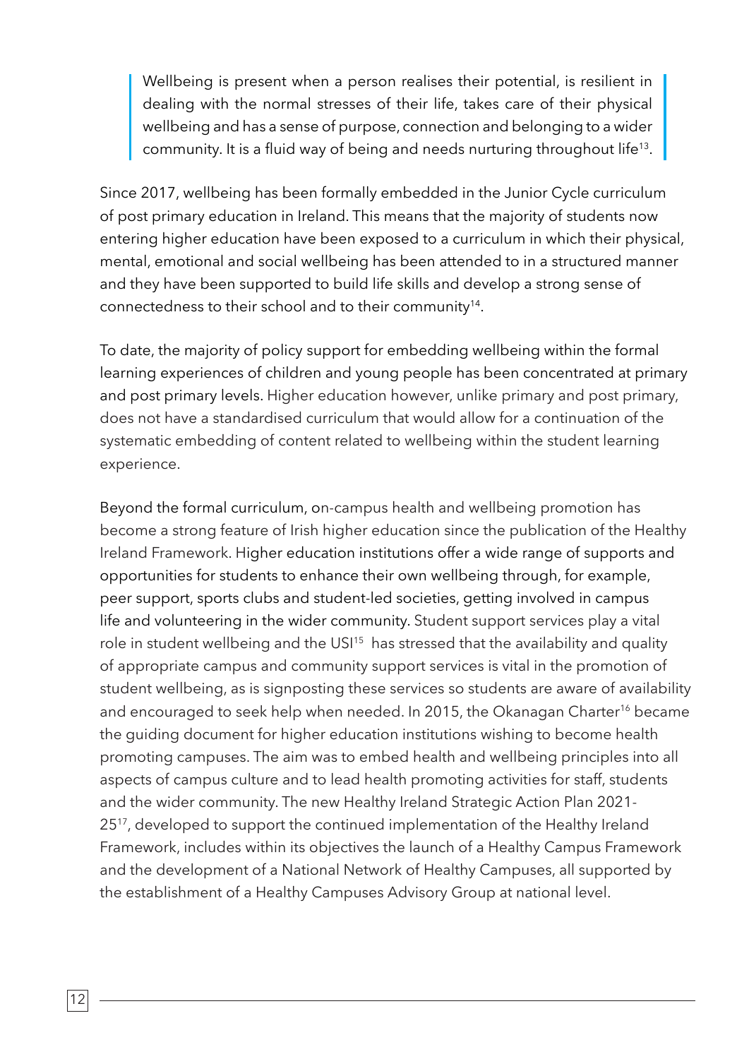> Wellbeing is present when a person realises their potential, is resilient in dealing with the normal stresses of their life, takes care of their physical wellbeing and has a sense of purpose, connection and belonging to a wider community. It is a fluid way of being and needs nurturing throughout life[13].

Since 2017, wellbeing has been formally embedded in the Junior Cycle curriculum of post primary education in Ireland. This means that the majority of students now entering higher education have been exposed to a curriculum in which their physical, mental, emotional and social wellbeing has been attended to in a structured manner and they have been supported to build life skills and develop a strong sense of connectedness to their school and to their community[14].

To date, the majority of policy support for embedding wellbeing within the formal learning experiences of children and young people has been concentrated at primary and post primary levels. Higher education however, unlike primary and post primary, does not have a standardised curriculum that would allow for a continuation of the systematic embedding of content related to wellbeing within the student learning experience.

Beyond the formal curriculum, on-campus health and wellbeing promotion has become a strong feature of Irish higher education since the publication of the Healthy Ireland Framework. Higher education institutions offer a wide range of supports and opportunities for students to enhance their own wellbeing through, for example, peer support, sports clubs and student-led societies, getting involved in campus life and volunteering in the wider community. Student support services play a vital role in student wellbeing and the USI[15] has stressed that the availability and quality of appropriate campus and community support services is vital in the promotion of student wellbeing, as is signposting these services so students are aware of availability and encouraged to seek help when needed. In 2015, the Okanagan Charter[16] became the guiding document for higher education institutions wishing to become health promoting campuses. The aim was to embed health and wellbeing principles into all aspects of campus culture and to lead health promoting activities for staff, students and the wider community. The new Healthy Ireland Strategic Action Plan 2021-25[17], developed to support the continued implementation of the Healthy Ireland Framework, includes within its objectives the launch of a Healthy Campus Framework and the development of a National Network of Healthy Campuses, all supported by the establishment of a Healthy Campuses Advisory Group at national level.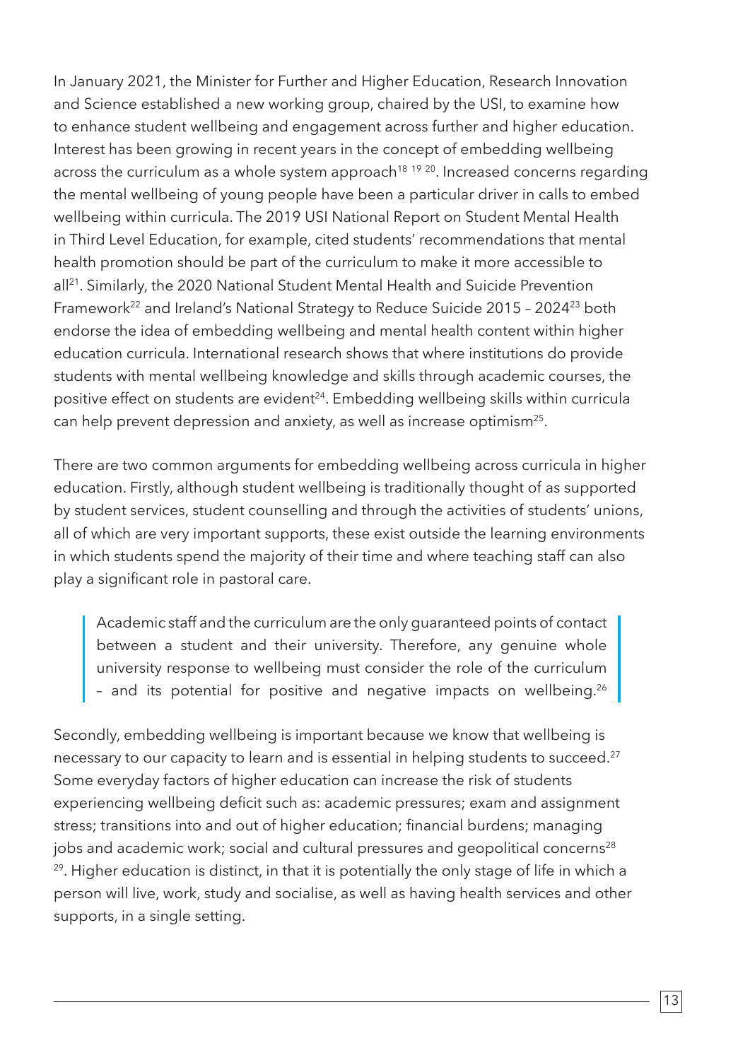In January 2021, the Minister for Further and Higher Education, Research Innovation and Science established a new working group, chaired by the USI, to examine how to enhance student wellbeing and engagement across further and higher education. Interest has been growing in recent years in the concept of embedding wellbeing across the curriculum as a whole system approach[18 19 20]. Increased concerns regarding the mental wellbeing of young people have been a particular driver in calls to embed wellbeing within curricula. The 2019 USI National Report on Student Mental Health in Third Level Education, for example, cited students' recommendations that mental health promotion should be part of the curriculum to make it more accessible to all[21]. Similarly, the 2020 National Student Mental Health and Suicide Prevention Framework[22] and Ireland's National Strategy to Reduce Suicide 2015 – 2024[23] both endorse the idea of embedding wellbeing and mental health content within higher education curricula. International research shows that where institutions do provide students with mental wellbeing knowledge and skills through academic courses, the positive effect on students are evident[24]. Embedding wellbeing skills within curricula can help prevent depression and anxiety, as well as increase optimism[25].

There are two common arguments for embedding wellbeing across curricula in higher education. Firstly, although student wellbeing is traditionally thought of as supported by student services, student counselling and through the activities of students' unions, all of which are very important supports, these exist outside the learning environments in which students spend the majority of their time and where teaching staff can also play a significant role in pastoral care.

> Academic staff and the curriculum are the only guaranteed points of contact between a student and their university. Therefore, any genuine whole university response to wellbeing must consider the role of the curriculum – and its potential for positive and negative impacts on wellbeing.[26]

Secondly, embedding wellbeing is important because we know that wellbeing is necessary to our capacity to learn and is essential in helping students to succeed.[27] Some everyday factors of higher education can increase the risk of students experiencing wellbeing deficit such as: academic pressures; exam and assignment stress; transitions into and out of higher education; financial burdens; managing jobs and academic work; social and cultural pressures and geopolitical concerns[28 29]. Higher education is distinct, in that it is potentially the only stage of life in which a person will live, work, study and socialise, as well as having health services and other supports, in a single setting.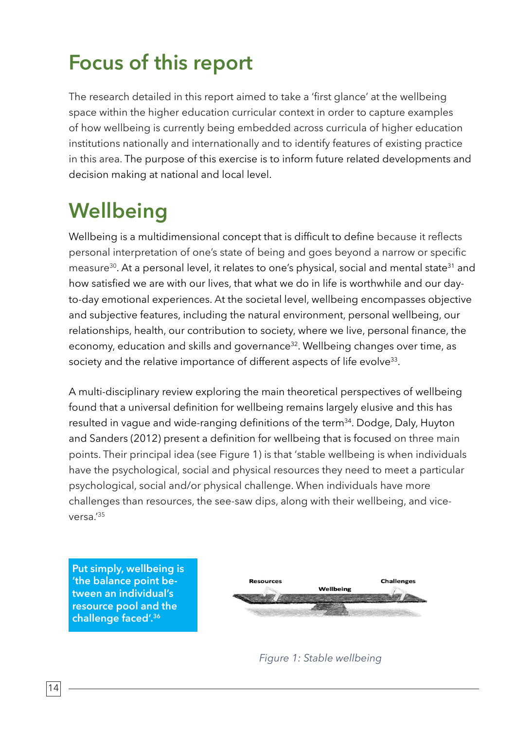# Focus of this report

The research detailed in this report aimed to take a 'first glance' at the wellbeing space within the higher education curricular context in order to capture examples of how wellbeing is currently being embedded across curricula of higher education institutions nationally and internationally and to identify features of existing practice in this area. The purpose of this exercise is to inform future related developments and decision making at national and local level.

# Wellbeing

Wellbeing is a multidimensional concept that is difficult to define because it reflects personal interpretation of one's state of being and goes beyond a narrow or specific measure[30]. At a personal level, it relates to one's physical, social and mental state[31] and how satisfied we are with our lives, that what we do in life is worthwhile and our day-to-day emotional experiences. At the societal level, wellbeing encompasses objective and subjective features, including the natural environment, personal wellbeing, our relationships, health, our contribution to society, where we live, personal finance, the economy, education and skills and governance[32]. Wellbeing changes over time, as society and the relative importance of different aspects of life evolve[33].

A multi-disciplinary review exploring the main theoretical perspectives of wellbeing found that a universal definition for wellbeing remains largely elusive and this has resulted in vague and wide-ranging definitions of the term[34]. Dodge, Daly, Huyton and Sanders (2012) present a definition for wellbeing that is focused on three main points. Their principal idea (see Figure 1) is that 'stable wellbeing is when individuals have the psychological, social and physical resources they need to meet a particular psychological, social and/or physical challenge. When individuals have more challenges than resources, the see-saw dips, along with their wellbeing, and vice-versa.'[35]

**Put simply, wellbeing is 'the balance point between an individual's resource pool and the challenge faced'.[36]**

Resources — Wellbeing — Challenges

*Figure 1: Stable wellbeing*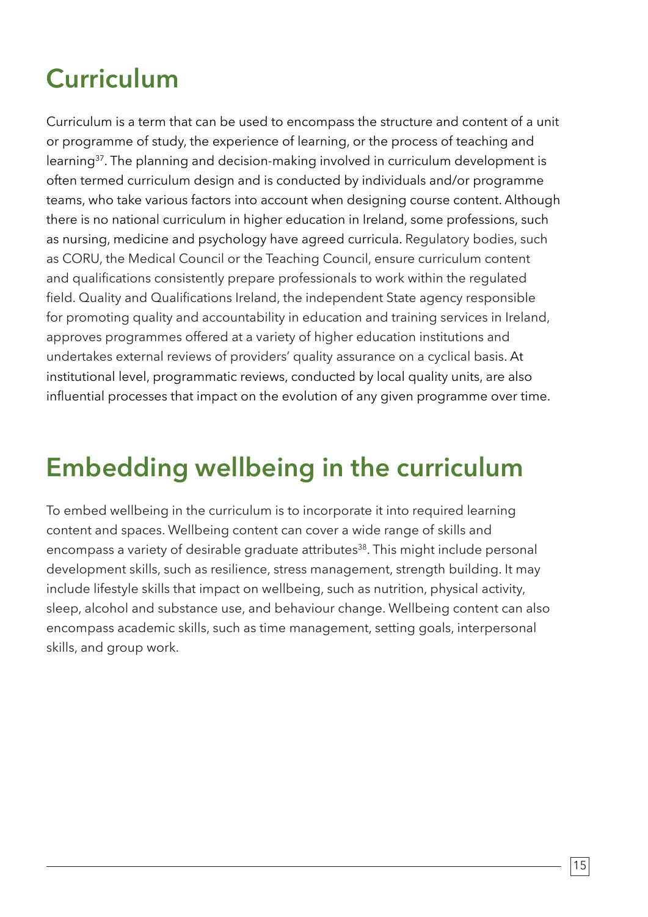# Curriculum

Curriculum is a term that can be used to encompass the structure and content of a unit or programme of study, the experience of learning, or the process of teaching and learning[37]. The planning and decision-making involved in curriculum development is often termed curriculum design and is conducted by individuals and/or programme teams, who take various factors into account when designing course content. Although there is no national curriculum in higher education in Ireland, some professions, such as nursing, medicine and psychology have agreed curricula. Regulatory bodies, such as CORU, the Medical Council or the Teaching Council, ensure curriculum content and qualifications consistently prepare professionals to work within the regulated field. Quality and Qualifications Ireland, the independent State agency responsible for promoting quality and accountability in education and training services in Ireland, approves programmes offered at a variety of higher education institutions and undertakes external reviews of providers' quality assurance on a cyclical basis. At institutional level, programmatic reviews, conducted by local quality units, are also influential processes that impact on the evolution of any given programme over time.

# Embedding wellbeing in the curriculum

To embed wellbeing in the curriculum is to incorporate it into required learning content and spaces. Wellbeing content can cover a wide range of skills and encompass a variety of desirable graduate attributes[38]. This might include personal development skills, such as resilience, stress management, strength building. It may include lifestyle skills that impact on wellbeing, such as nutrition, physical activity, sleep, alcohol and substance use, and behaviour change. Wellbeing content can also encompass academic skills, such as time management, setting goals, interpersonal skills, and group work.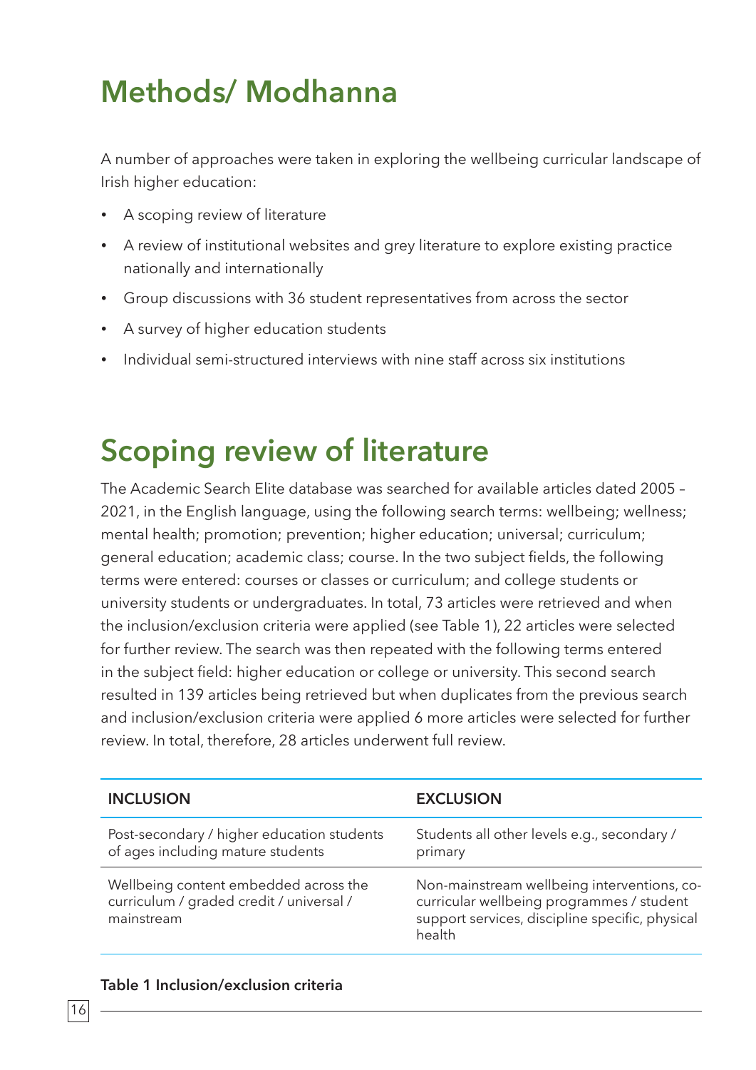# Methods/ Modhanna

A number of approaches were taken in exploring the wellbeing curricular landscape of Irish higher education:

- A scoping review of literature
- A review of institutional websites and grey literature to explore existing practice nationally and internationally
- Group discussions with 36 student representatives from across the sector
- A survey of higher education students
- Individual semi-structured interviews with nine staff across six institutions

# Scoping review of literature

The Academic Search Elite database was searched for available articles dated 2005 – 2021, in the English language, using the following search terms: wellbeing; wellness; mental health; promotion; prevention; higher education; universal; curriculum; general education; academic class; course. In the two subject fields, the following terms were entered: courses or classes or curriculum; and college students or university students or undergraduates. In total, 73 articles were retrieved and when the inclusion/exclusion criteria were applied (see Table 1), 22 articles were selected for further review. The search was then repeated with the following terms entered in the subject field: higher education or college or university. This second search resulted in 139 articles being retrieved but when duplicates from the previous search and inclusion/exclusion criteria were applied 6 more articles were selected for further review. In total, therefore, 28 articles underwent full review.

| INCLUSION | EXCLUSION |
|---|---|
| Post-secondary / higher education students of ages including mature students | Students all other levels e.g., secondary / primary |
| Wellbeing content embedded across the curriculum / graded credit / universal / mainstream | Non-mainstream wellbeing interventions, co-curricular wellbeing programmes / student support services, discipline specific, physical health |

**Table 1 Inclusion/exclusion criteria**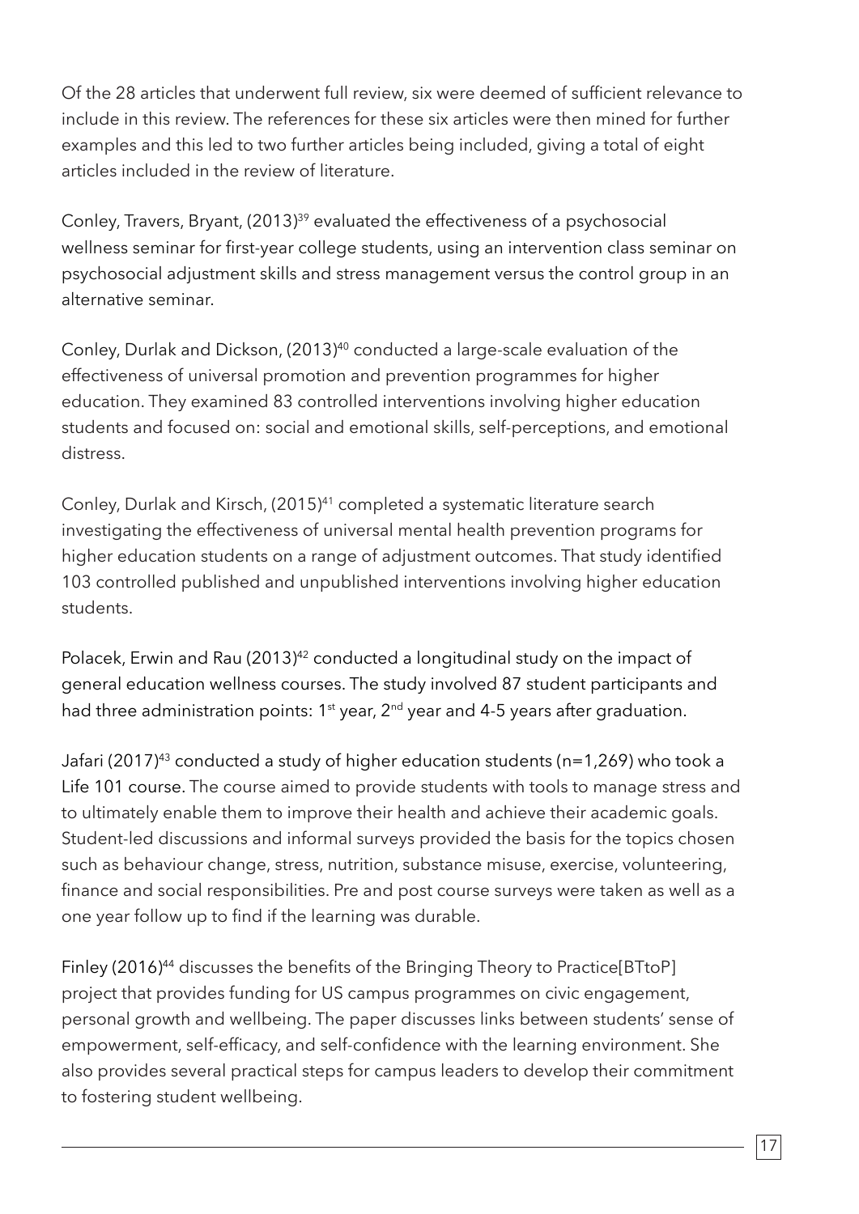Of the 28 articles that underwent full review, six were deemed of sufficient relevance to include in this review. The references for these six articles were then mined for further examples and this led to two further articles being included, giving a total of eight articles included in the review of literature.

Conley, Travers, Bryant, (2013)[39] evaluated the effectiveness of a psychosocial wellness seminar for first-year college students, using an intervention class seminar on psychosocial adjustment skills and stress management versus the control group in an alternative seminar.

Conley, Durlak and Dickson, (2013)[40] conducted a large-scale evaluation of the effectiveness of universal promotion and prevention programmes for higher education. They examined 83 controlled interventions involving higher education students and focused on: social and emotional skills, self-perceptions, and emotional distress.

Conley, Durlak and Kirsch, (2015)[41] completed a systematic literature search investigating the effectiveness of universal mental health prevention programs for higher education students on a range of adjustment outcomes. That study identified 103 controlled published and unpublished interventions involving higher education students.

Polacek, Erwin and Rau (2013)[42] conducted a longitudinal study on the impact of general education wellness courses. The study involved 87 student participants and had three administration points: 1st year, 2nd year and 4-5 years after graduation.

Jafari (2017)[43] conducted a study of higher education students (n=1,269) who took a Life 101 course. The course aimed to provide students with tools to manage stress and to ultimately enable them to improve their health and achieve their academic goals. Student-led discussions and informal surveys provided the basis for the topics chosen such as behaviour change, stress, nutrition, substance misuse, exercise, volunteering, finance and social responsibilities. Pre and post course surveys were taken as well as a one year follow up to find if the learning was durable.

Finley (2016)[44] discusses the benefits of the Bringing Theory to Practice[BTtoP] project that provides funding for US campus programmes on civic engagement, personal growth and wellbeing. The paper discusses links between students' sense of empowerment, self-efficacy, and self-confidence with the learning environment. She also provides several practical steps for campus leaders to develop their commitment to fostering student wellbeing.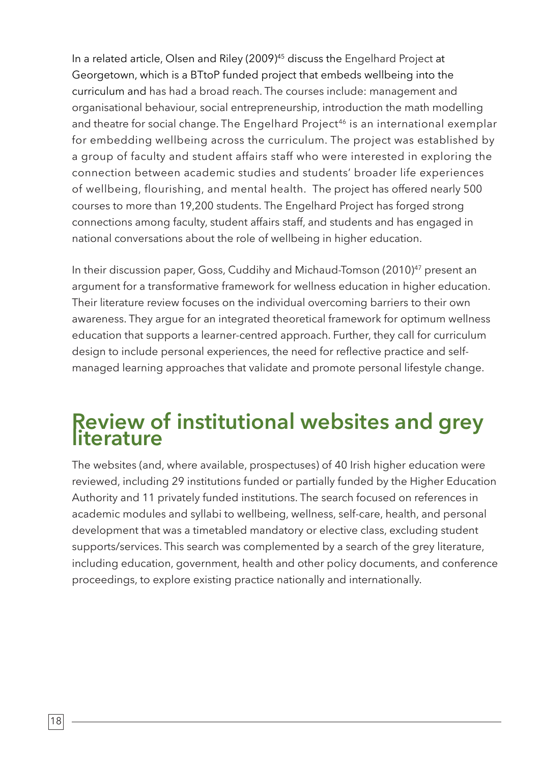In a related article, Olsen and Riley (2009)[45] discuss the Engelhard Project at Georgetown, which is a BTtoP funded project that embeds wellbeing into the curriculum and has had a broad reach. The courses include: management and organisational behaviour, social entrepreneurship, introduction the math modelling and theatre for social change. The Engelhard Project[46] is an international exemplar for embedding wellbeing across the curriculum. The project was established by a group of faculty and student affairs staff who were interested in exploring the connection between academic studies and students' broader life experiences of wellbeing, flourishing, and mental health. The project has offered nearly 500 courses to more than 19,200 students. The Engelhard Project has forged strong connections among faculty, student affairs staff, and students and has engaged in national conversations about the role of wellbeing in higher education.

In their discussion paper, Goss, Cuddihy and Michaud-Tomson (2010)[47] present an argument for a transformative framework for wellness education in higher education. Their literature review focuses on the individual overcoming barriers to their own awareness. They argue for an integrated theoretical framework for optimum wellness education that supports a learner-centred approach. Further, they call for curriculum design to include personal experiences, the need for reflective practice and self-managed learning approaches that validate and promote personal lifestyle change.

## Review of institutional websites and grey literature

The websites (and, where available, prospectuses) of 40 Irish higher education were reviewed, including 29 institutions funded or partially funded by the Higher Education Authority and 11 privately funded institutions. The search focused on references in academic modules and syllabi to wellbeing, wellness, self-care, health, and personal development that was a timetabled mandatory or elective class, excluding student supports/services. This search was complemented by a search of the grey literature, including education, government, health and other policy documents, and conference proceedings, to explore existing practice nationally and internationally.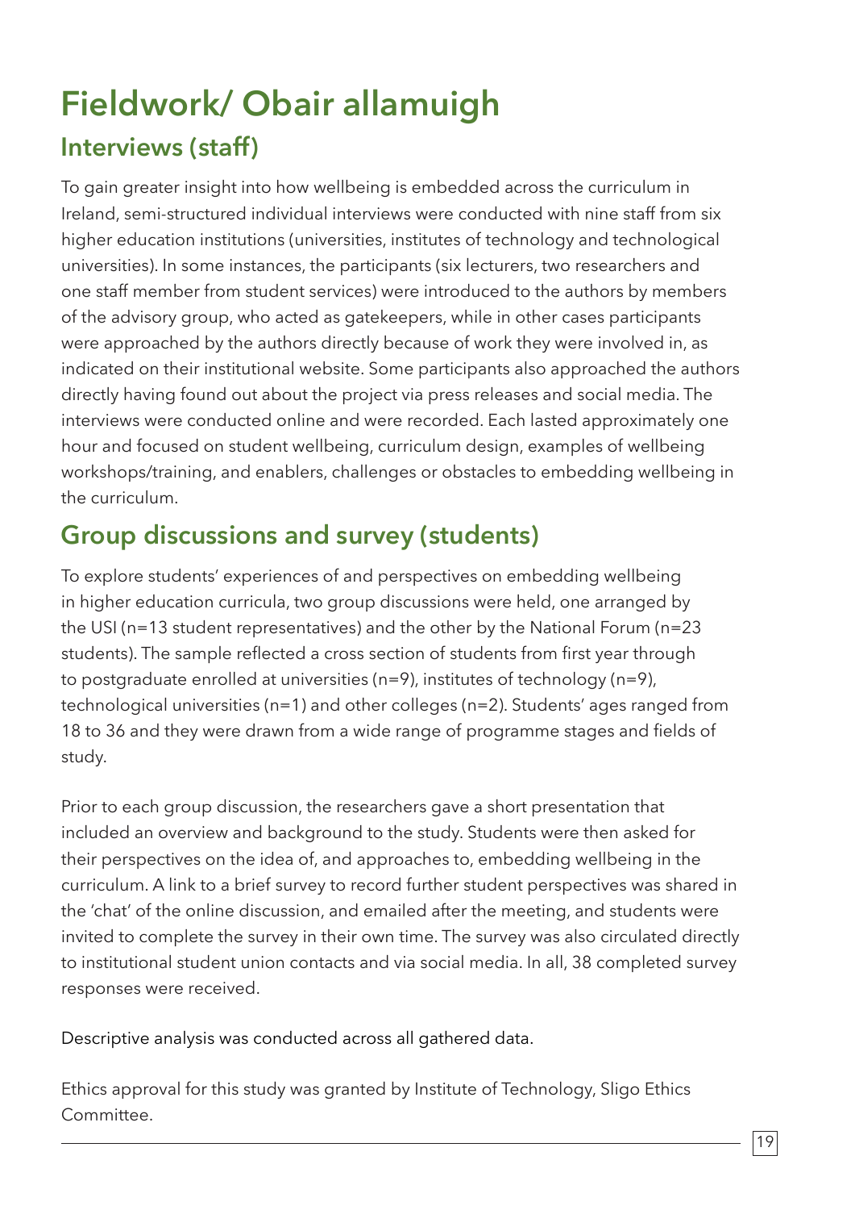# Fieldwork/ Obair allamuigh

## Interviews (staff)

To gain greater insight into how wellbeing is embedded across the curriculum in Ireland, semi-structured individual interviews were conducted with nine staff from six higher education institutions (universities, institutes of technology and technological universities). In some instances, the participants (six lecturers, two researchers and one staff member from student services) were introduced to the authors by members of the advisory group, who acted as gatekeepers, while in other cases participants were approached by the authors directly because of work they were involved in, as indicated on their institutional website. Some participants also approached the authors directly having found out about the project via press releases and social media. The interviews were conducted online and were recorded. Each lasted approximately one hour and focused on student wellbeing, curriculum design, examples of wellbeing workshops/training, and enablers, challenges or obstacles to embedding wellbeing in the curriculum.

## Group discussions and survey (students)

To explore students' experiences of and perspectives on embedding wellbeing in higher education curricula, two group discussions were held, one arranged by the USI (n=13 student representatives) and the other by the National Forum (n=23 students). The sample reflected a cross section of students from first year through to postgraduate enrolled at universities (n=9), institutes of technology (n=9), technological universities (n=1) and other colleges (n=2). Students' ages ranged from 18 to 36 and they were drawn from a wide range of programme stages and fields of study.

Prior to each group discussion, the researchers gave a short presentation that included an overview and background to the study. Students were then asked for their perspectives on the idea of, and approaches to, embedding wellbeing in the curriculum. A link to a brief survey to record further student perspectives was shared in the 'chat' of the online discussion, and emailed after the meeting, and students were invited to complete the survey in their own time. The survey was also circulated directly to institutional student union contacts and via social media. In all, 38 completed survey responses were received.

Descriptive analysis was conducted across all gathered data.

Ethics approval for this study was granted by Institute of Technology, Sligo Ethics Committee.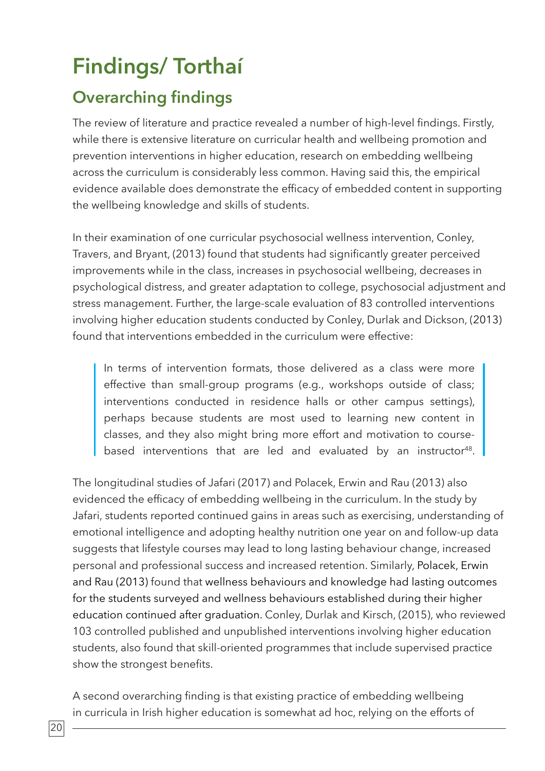# Findings/ Torthaí

## Overarching findings

The review of literature and practice revealed a number of high-level findings. Firstly, while there is extensive literature on curricular health and wellbeing promotion and prevention interventions in higher education, research on embedding wellbeing across the curriculum is considerably less common. Having said this, the empirical evidence available does demonstrate the efficacy of embedded content in supporting the wellbeing knowledge and skills of students.

In their examination of one curricular psychosocial wellness intervention, Conley, Travers, and Bryant, (2013) found that students had significantly greater perceived improvements while in the class, increases in psychosocial wellbeing, decreases in psychological distress, and greater adaptation to college, psychosocial adjustment and stress management. Further, the large-scale evaluation of 83 controlled interventions involving higher education students conducted by Conley, Durlak and Dickson, (2013) found that interventions embedded in the curriculum were effective:

> In terms of intervention formats, those delivered as a class were more effective than small-group programs (e.g., workshops outside of class; interventions conducted in residence halls or other campus settings), perhaps because students are most used to learning new content in classes, and they also might bring more effort and motivation to course-based interventions that are led and evaluated by an instructor[48].

The longitudinal studies of Jafari (2017) and Polacek, Erwin and Rau (2013) also evidenced the efficacy of embedding wellbeing in the curriculum. In the study by Jafari, students reported continued gains in areas such as exercising, understanding of emotional intelligence and adopting healthy nutrition one year on and follow-up data suggests that lifestyle courses may lead to long lasting behaviour change, increased personal and professional success and increased retention. Similarly, Polacek, Erwin and Rau (2013) found that wellness behaviours and knowledge had lasting outcomes for the students surveyed and wellness behaviours established during their higher education continued after graduation. Conley, Durlak and Kirsch, (2015), who reviewed 103 controlled published and unpublished interventions involving higher education students, also found that skill-oriented programmes that include supervised practice show the strongest benefits.

A second overarching finding is that existing practice of embedding wellbeing in curricula in Irish higher education is somewhat ad hoc, relying on the efforts of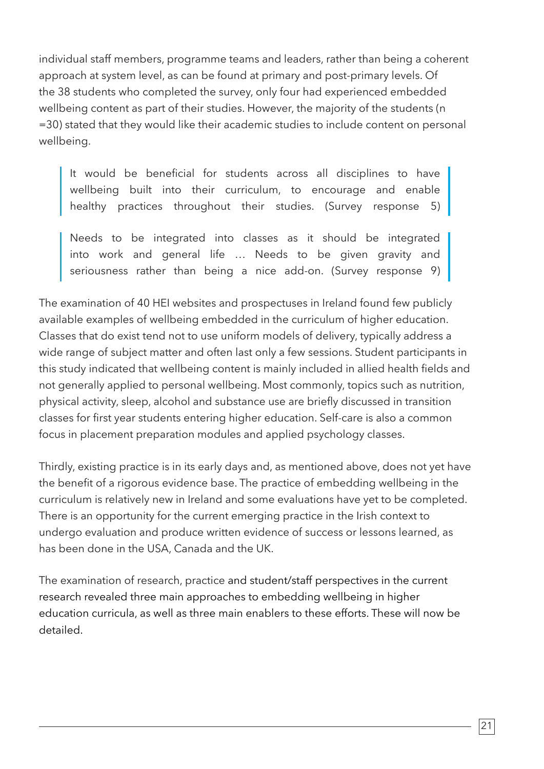individual staff members, programme teams and leaders, rather than being a coherent approach at system level, as can be found at primary and post-primary levels. Of the 38 students who completed the survey, only four had experienced embedded wellbeing content as part of their studies. However, the majority of the students (n =30) stated that they would like their academic studies to include content on personal wellbeing.

> It would be beneficial for students across all disciplines to have wellbeing built into their curriculum, to encourage and enable healthy practices throughout their studies. (Survey response 5)

> Needs to be integrated into classes as it should be integrated into work and general life … Needs to be given gravity and seriousness rather than being a nice add-on. (Survey response 9)

The examination of 40 HEI websites and prospectuses in Ireland found few publicly available examples of wellbeing embedded in the curriculum of higher education. Classes that do exist tend not to use uniform models of delivery, typically address a wide range of subject matter and often last only a few sessions. Student participants in this study indicated that wellbeing content is mainly included in allied health fields and not generally applied to personal wellbeing. Most commonly, topics such as nutrition, physical activity, sleep, alcohol and substance use are briefly discussed in transition classes for first year students entering higher education. Self-care is also a common focus in placement preparation modules and applied psychology classes.

Thirdly, existing practice is in its early days and, as mentioned above, does not yet have the benefit of a rigorous evidence base. The practice of embedding wellbeing in the curriculum is relatively new in Ireland and some evaluations have yet to be completed. There is an opportunity for the current emerging practice in the Irish context to undergo evaluation and produce written evidence of success or lessons learned, as has been done in the USA, Canada and the UK.

The examination of research, practice and student/staff perspectives in the current research revealed three main approaches to embedding wellbeing in higher education curricula, as well as three main enablers to these efforts. These will now be detailed.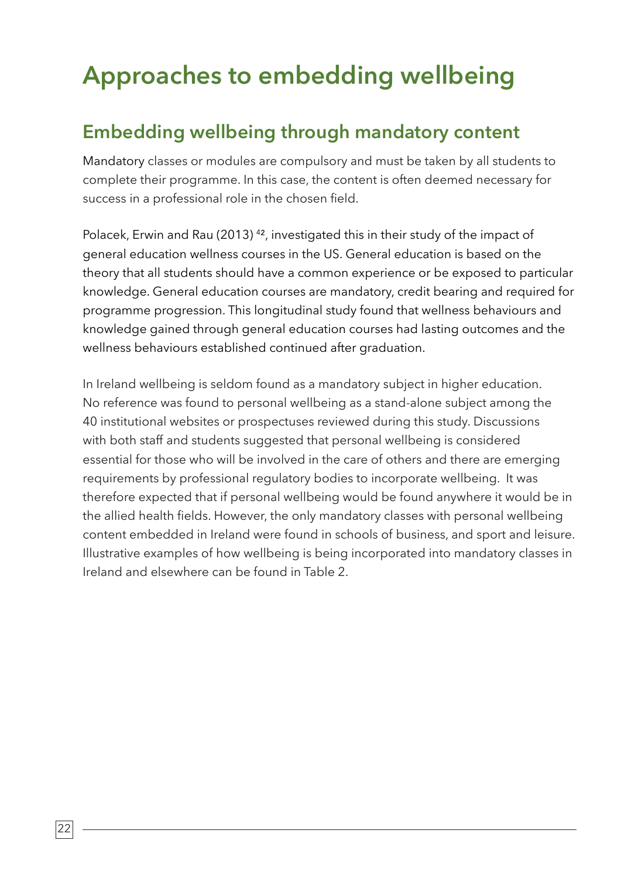# Approaches to embedding wellbeing

## Embedding wellbeing through mandatory content

Mandatory classes or modules are compulsory and must be taken by all students to complete their programme. In this case, the content is often deemed necessary for success in a professional role in the chosen field.

Polacek, Erwin and Rau (2013) [42], investigated this in their study of the impact of general education wellness courses in the US. General education is based on the theory that all students should have a common experience or be exposed to particular knowledge. General education courses are mandatory, credit bearing and required for programme progression. This longitudinal study found that wellness behaviours and knowledge gained through general education courses had lasting outcomes and the wellness behaviours established continued after graduation.

In Ireland wellbeing is seldom found as a mandatory subject in higher education. No reference was found to personal wellbeing as a stand-alone subject among the 40 institutional websites or prospectuses reviewed during this study. Discussions with both staff and students suggested that personal wellbeing is considered essential for those who will be involved in the care of others and there are emerging requirements by professional regulatory bodies to incorporate wellbeing. It was therefore expected that if personal wellbeing would be found anywhere it would be in the allied health fields. However, the only mandatory classes with personal wellbeing content embedded in Ireland were found in schools of business, and sport and leisure. Illustrative examples of how wellbeing is being incorporated into mandatory classes in Ireland and elsewhere can be found in Table 2.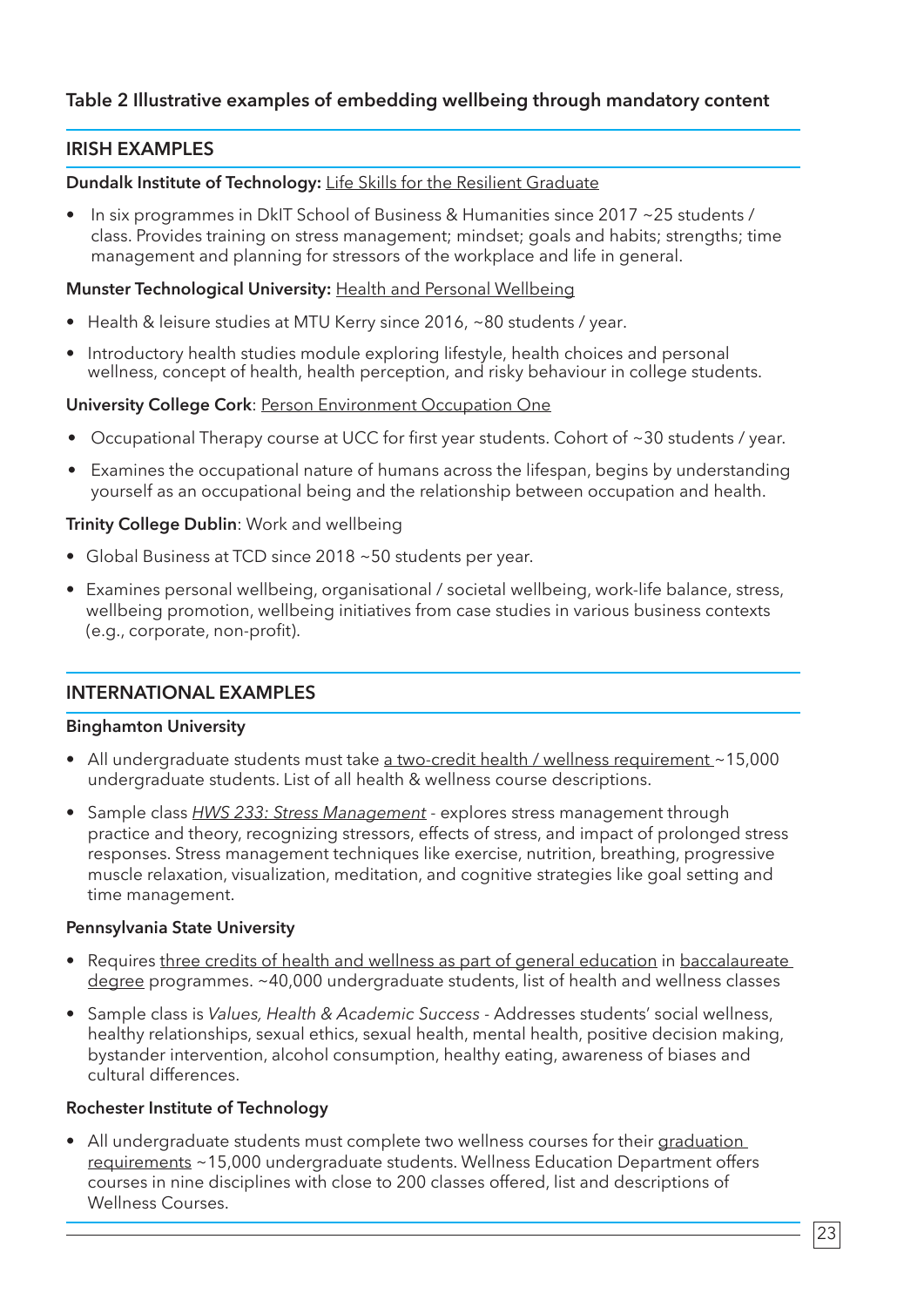### Table 2 Illustrative examples of embedding wellbeing through mandatory content

#### IRISH EXAMPLES

**Dundalk Institute of Technology:** Life Skills for the Resilient Graduate

- In six programmes in DkIT School of Business & Humanities since 2017 ~25 students / class. Provides training on stress management; mindset; goals and habits; strengths; time management and planning for stressors of the workplace and life in general.

**Munster Technological University:** Health and Personal Wellbeing

- Health & leisure studies at MTU Kerry since 2016, ~80 students / year.
- Introductory health studies module exploring lifestyle, health choices and personal wellness, concept of health, health perception, and risky behaviour in college students.

**University College Cork**: Person Environment Occupation One

- Occupational Therapy course at UCC for first year students. Cohort of ~30 students / year.
- Examines the occupational nature of humans across the lifespan, begins by understanding yourself as an occupational being and the relationship between occupation and health.

**Trinity College Dublin**: Work and wellbeing

- Global Business at TCD since 2018 ~50 students per year.
- Examines personal wellbeing, organisational / societal wellbeing, work-life balance, stress, wellbeing promotion, wellbeing initiatives from case studies in various business contexts (e.g., corporate, non-profit).

#### INTERNATIONAL EXAMPLES

**Binghamton University**

- All undergraduate students must take a two-credit health / wellness requirement ~15,000 undergraduate students. List of all health & wellness course descriptions.
- Sample class *HWS 233: Stress Management* - explores stress management through practice and theory, recognizing stressors, effects of stress, and impact of prolonged stress responses. Stress management techniques like exercise, nutrition, breathing, progressive muscle relaxation, visualization, meditation, and cognitive strategies like goal setting and time management.

**Pennsylvania State University**

- Requires three credits of health and wellness as part of general education in baccalaureate degree programmes. ~40,000 undergraduate students, list of health and wellness classes
- Sample class is *Values, Health & Academic Success* - Addresses students' social wellness, healthy relationships, sexual ethics, sexual health, mental health, positive decision making, bystander intervention, alcohol consumption, healthy eating, awareness of biases and cultural differences.

**Rochester Institute of Technology**

- All undergraduate students must complete two wellness courses for their graduation requirements ~15,000 undergraduate students. Wellness Education Department offers courses in nine disciplines with close to 200 classes offered, list and descriptions of Wellness Courses.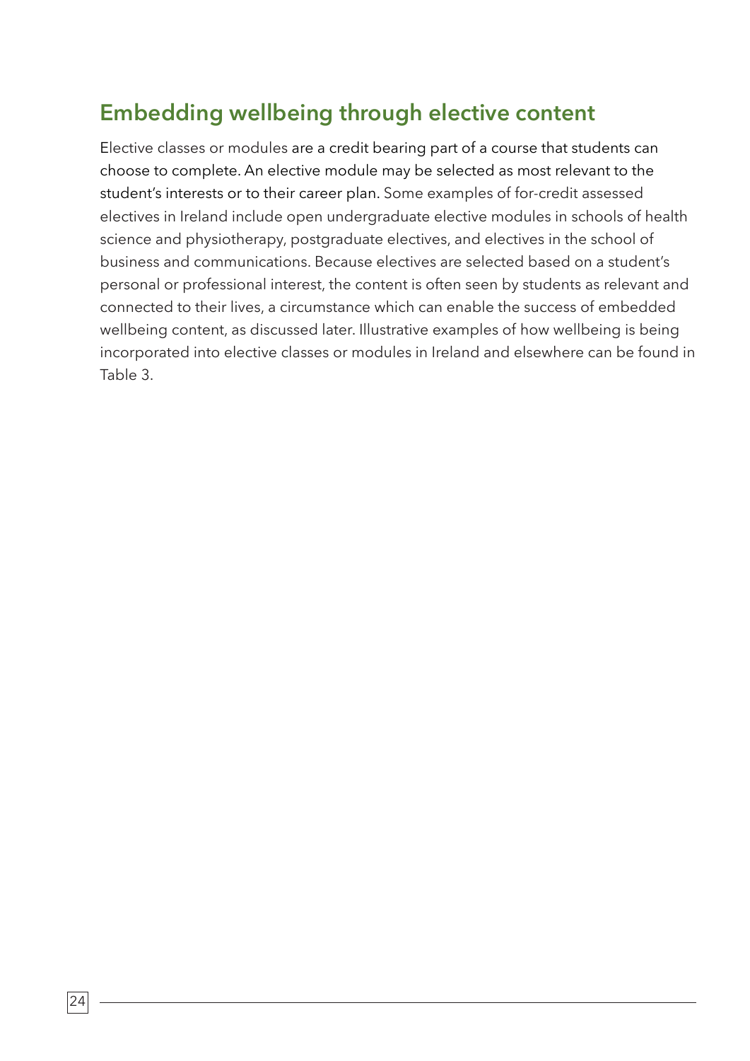## Embedding wellbeing through elective content

Elective classes or modules are a credit bearing part of a course that students can choose to complete. An elective module may be selected as most relevant to the student's interests or to their career plan. Some examples of for-credit assessed electives in Ireland include open undergraduate elective modules in schools of health science and physiotherapy, postgraduate electives, and electives in the school of business and communications. Because electives are selected based on a student's personal or professional interest, the content is often seen by students as relevant and connected to their lives, a circumstance which can enable the success of embedded wellbeing content, as discussed later. Illustrative examples of how wellbeing is being incorporated into elective classes or modules in Ireland and elsewhere can be found in Table 3.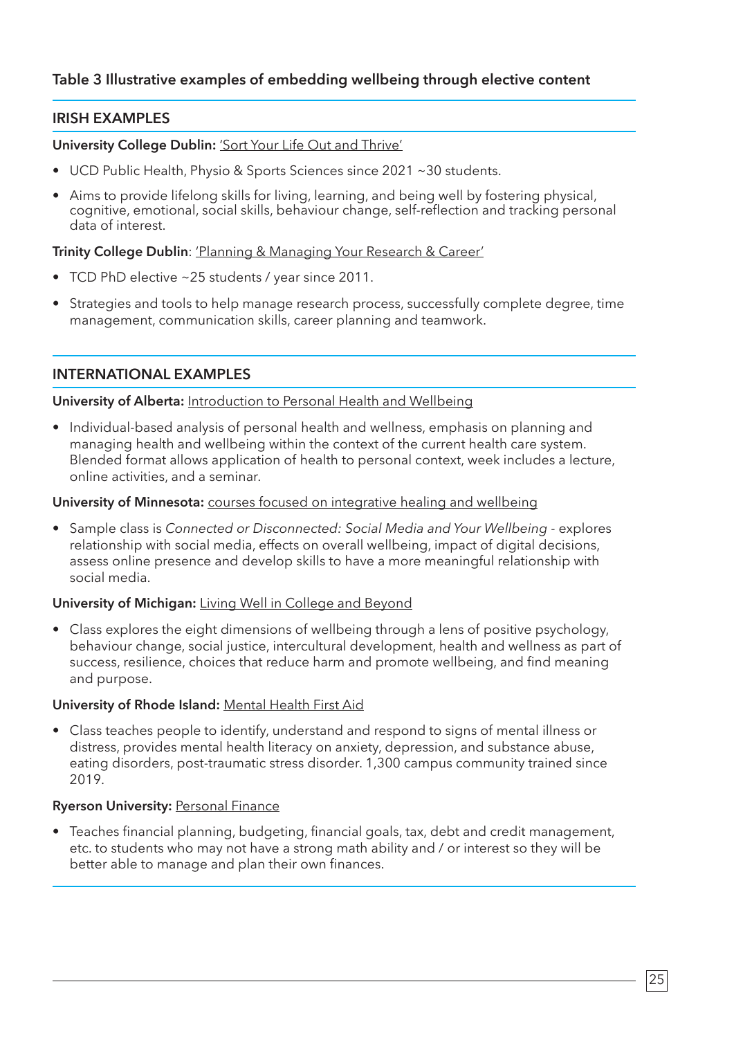**Table 3 Illustrative examples of embedding wellbeing through elective content**

## IRISH EXAMPLES

**University College Dublin:** 'Sort Your Life Out and Thrive'

- UCD Public Health, Physio & Sports Sciences since 2021 ~30 students.
- Aims to provide lifelong skills for living, learning, and being well by fostering physical, cognitive, emotional, social skills, behaviour change, self-reflection and tracking personal data of interest.

**Trinity College Dublin**: 'Planning & Managing Your Research & Career'

- TCD PhD elective ~25 students / year since 2011.
- Strategies and tools to help manage research process, successfully complete degree, time management, communication skills, career planning and teamwork.

## INTERNATIONAL EXAMPLES

**University of Alberta:** Introduction to Personal Health and Wellbeing

- Individual-based analysis of personal health and wellness, emphasis on planning and managing health and wellbeing within the context of the current health care system. Blended format allows application of health to personal context, week includes a lecture, online activities, and a seminar.

**University of Minnesota:** courses focused on integrative healing and wellbeing

- Sample class is *Connected or Disconnected: Social Media and Your Wellbeing* - explores relationship with social media, effects on overall wellbeing, impact of digital decisions, assess online presence and develop skills to have a more meaningful relationship with social media.

**University of Michigan:** Living Well in College and Beyond

- Class explores the eight dimensions of wellbeing through a lens of positive psychology, behaviour change, social justice, intercultural development, health and wellness as part of success, resilience, choices that reduce harm and promote wellbeing, and find meaning and purpose.

**University of Rhode Island:** Mental Health First Aid

- Class teaches people to identify, understand and respond to signs of mental illness or distress, provides mental health literacy on anxiety, depression, and substance abuse, eating disorders, post-traumatic stress disorder. 1,300 campus community trained since 2019.

**Ryerson University:** Personal Finance

- Teaches financial planning, budgeting, financial goals, tax, debt and credit management, etc. to students who may not have a strong math ability and / or interest so they will be better able to manage and plan their own finances.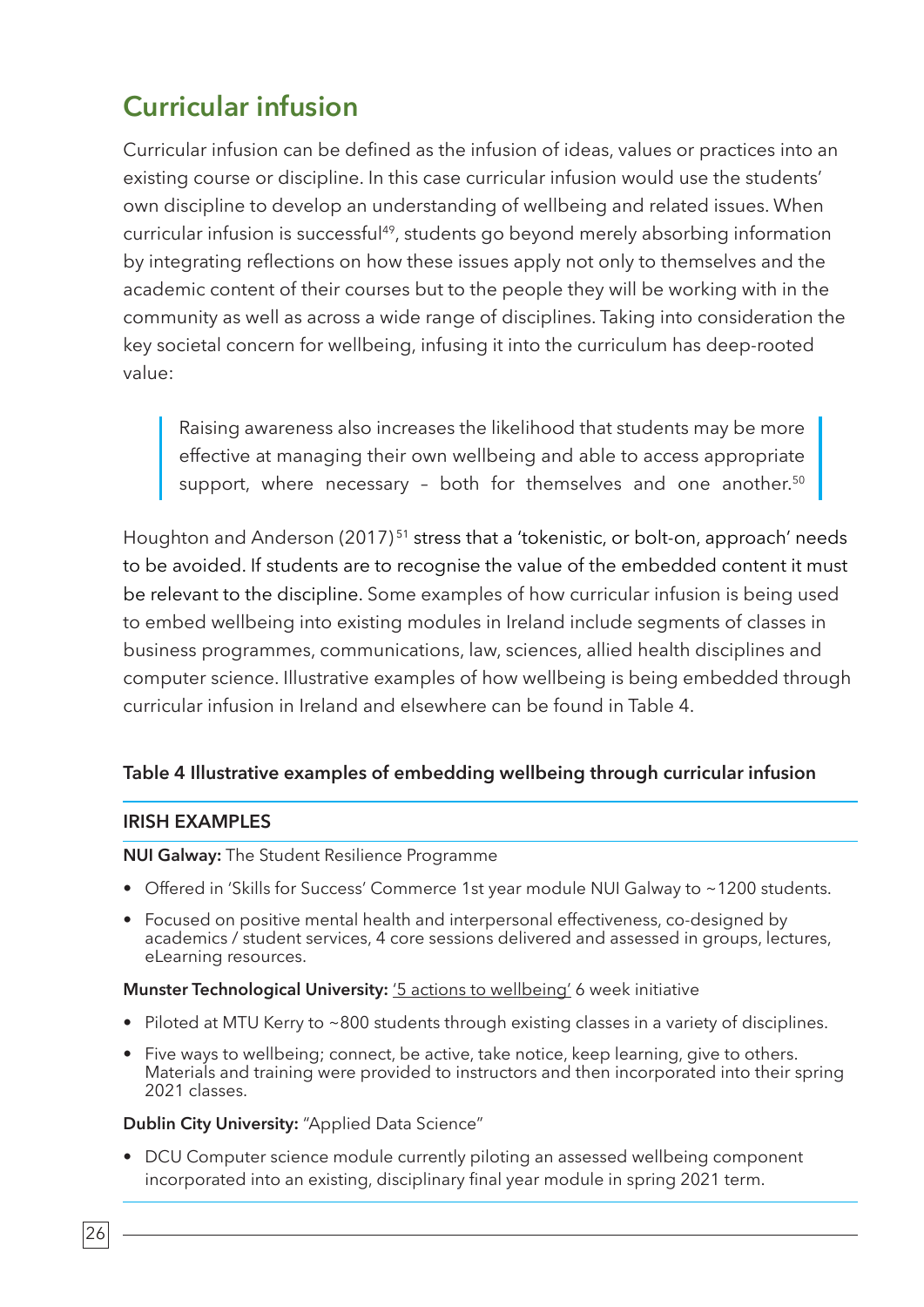## Curricular infusion

Curricular infusion can be defined as the infusion of ideas, values or practices into an existing course or discipline. In this case curricular infusion would use the students' own discipline to develop an understanding of wellbeing and related issues. When curricular infusion is successful[49], students go beyond merely absorbing information by integrating reflections on how these issues apply not only to themselves and the academic content of their courses but to the people they will be working with in the community as well as across a wide range of disciplines. Taking into consideration the key societal concern for wellbeing, infusing it into the curriculum has deep-rooted value:

> Raising awareness also increases the likelihood that students may be more effective at managing their own wellbeing and able to access appropriate support, where necessary – both for themselves and one another.[50]

Houghton and Anderson (2017)[51] stress that a 'tokenistic, or bolt-on, approach' needs to be avoided. If students are to recognise the value of the embedded content it must be relevant to the discipline. Some examples of how curricular infusion is being used to embed wellbeing into existing modules in Ireland include segments of classes in business programmes, communications, law, sciences, allied health disciplines and computer science. Illustrative examples of how wellbeing is being embedded through curricular infusion in Ireland and elsewhere can be found in Table 4.

**Table 4 Illustrative examples of embedding wellbeing through curricular infusion**

### IRISH EXAMPLES

**NUI Galway:** The Student Resilience Programme

- Offered in 'Skills for Success' Commerce 1st year module NUI Galway to ~1200 students.
- Focused on positive mental health and interpersonal effectiveness, co-designed by academics / student services, 4 core sessions delivered and assessed in groups, lectures, eLearning resources.

**Munster Technological University:** '5 actions to wellbeing' 6 week initiative

- Piloted at MTU Kerry to ~800 students through existing classes in a variety of disciplines.
- Five ways to wellbeing; connect, be active, take notice, keep learning, give to others. Materials and training were provided to instructors and then incorporated into their spring 2021 classes.

**Dublin City University:** "Applied Data Science"

- DCU Computer science module currently piloting an assessed wellbeing component incorporated into an existing, disciplinary final year module in spring 2021 term.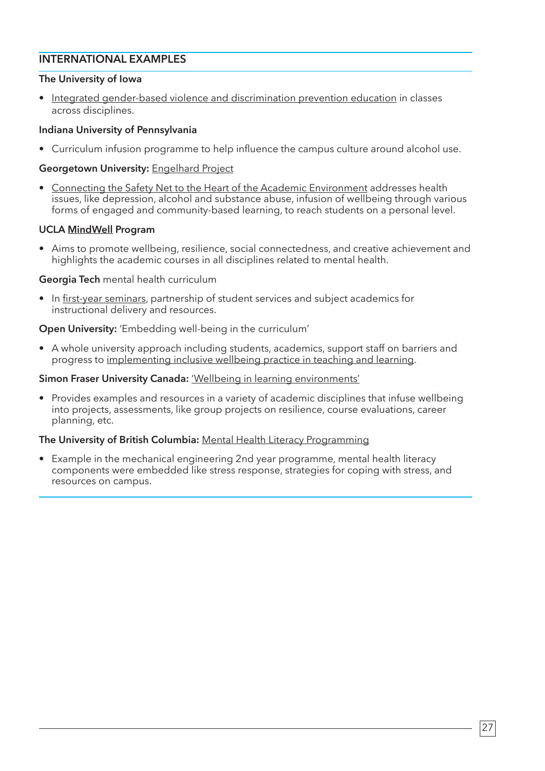## INTERNATIONAL EXAMPLES

**The University of Iowa**

- Integrated gender-based violence and discrimination prevention education in classes across disciplines.

**Indiana University of Pennsylvania**

- Curriculum infusion programme to help influence the campus culture around alcohol use.

**Georgetown University:** Engelhard Project

- Connecting the Safety Net to the Heart of the Academic Environment addresses health issues, like depression, alcohol and substance abuse, infusion of wellbeing through various forms of engaged and community-based learning, to reach students on a personal level.

**UCLA MindWell Program**

- Aims to promote wellbeing, resilience, social connectedness, and creative achievement and highlights the academic courses in all disciplines related to mental health.

**Georgia Tech** mental health curriculum

- In first-year seminars, partnership of student services and subject academics for instructional delivery and resources.

**Open University:** 'Embedding well-being in the curriculum'

- A whole university approach including students, academics, support staff on barriers and progress to implementing inclusive wellbeing practice in teaching and learning.

**Simon Fraser University Canada:** 'Wellbeing in learning environments'

- Provides examples and resources in a variety of academic disciplines that infuse wellbeing into projects, assessments, like group projects on resilience, course evaluations, career planning, etc.

**The University of British Columbia:** Mental Health Literacy Programming

- Example in the mechanical engineering 2nd year programme, mental health literacy components were embedded like stress response, strategies for coping with stress, and resources on campus.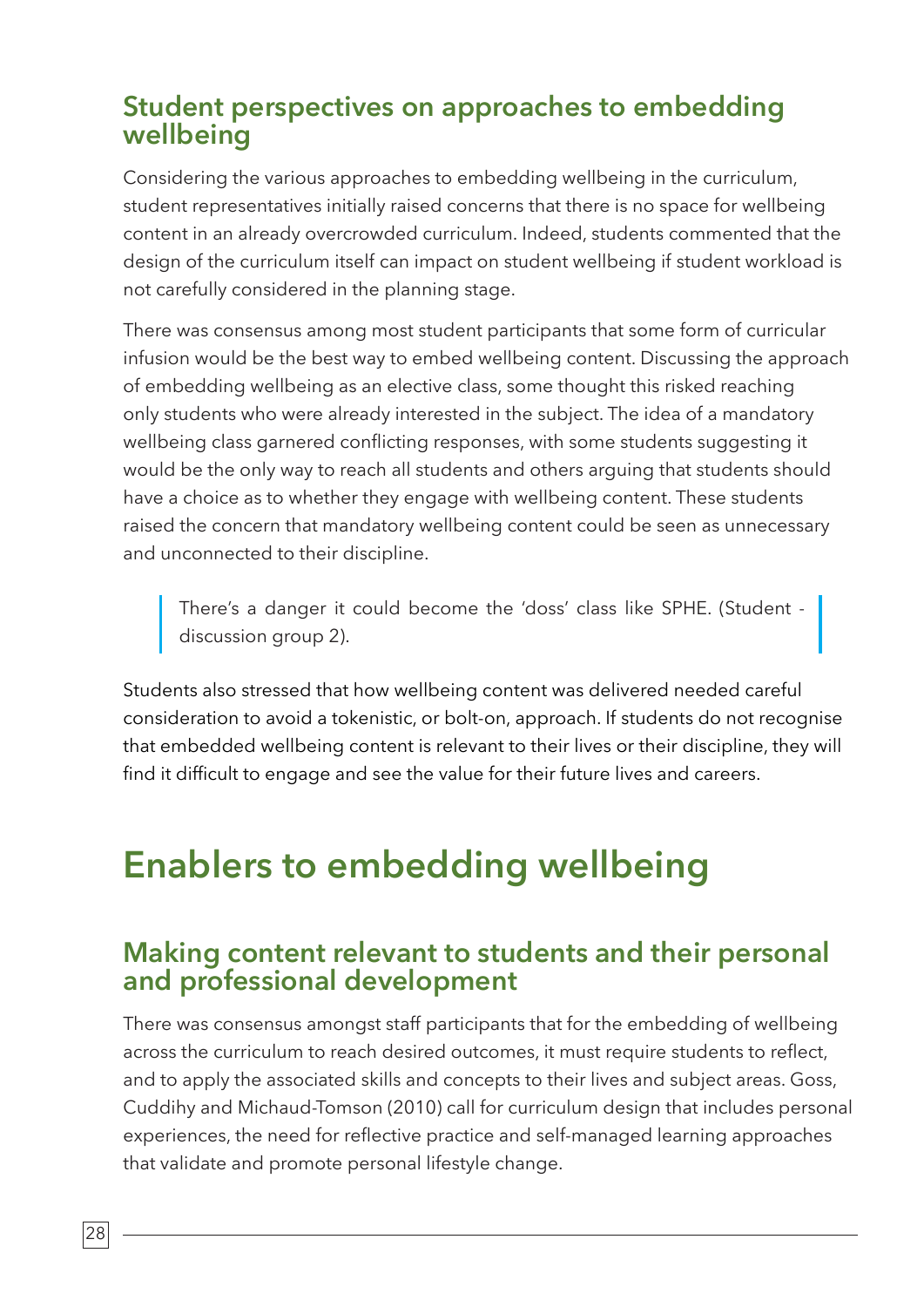## Student perspectives on approaches to embedding wellbeing

Considering the various approaches to embedding wellbeing in the curriculum, student representatives initially raised concerns that there is no space for wellbeing content in an already overcrowded curriculum. Indeed, students commented that the design of the curriculum itself can impact on student wellbeing if student workload is not carefully considered in the planning stage.

There was consensus among most student participants that some form of curricular infusion would be the best way to embed wellbeing content. Discussing the approach of embedding wellbeing as an elective class, some thought this risked reaching only students who were already interested in the subject. The idea of a mandatory wellbeing class garnered conflicting responses, with some students suggesting it would be the only way to reach all students and others arguing that students should have a choice as to whether they engage with wellbeing content. These students raised the concern that mandatory wellbeing content could be seen as unnecessary and unconnected to their discipline.

> There's a danger it could become the 'doss' class like SPHE. (Student - discussion group 2).

Students also stressed that how wellbeing content was delivered needed careful consideration to avoid a tokenistic, or bolt-on, approach. If students do not recognise that embedded wellbeing content is relevant to their lives or their discipline, they will find it difficult to engage and see the value for their future lives and careers.

# Enablers to embedding wellbeing

## Making content relevant to students and their personal and professional development

There was consensus amongst staff participants that for the embedding of wellbeing across the curriculum to reach desired outcomes, it must require students to reflect, and to apply the associated skills and concepts to their lives and subject areas. Goss, Cuddihy and Michaud-Tomson (2010) call for curriculum design that includes personal experiences, the need for reflective practice and self-managed learning approaches that validate and promote personal lifestyle change.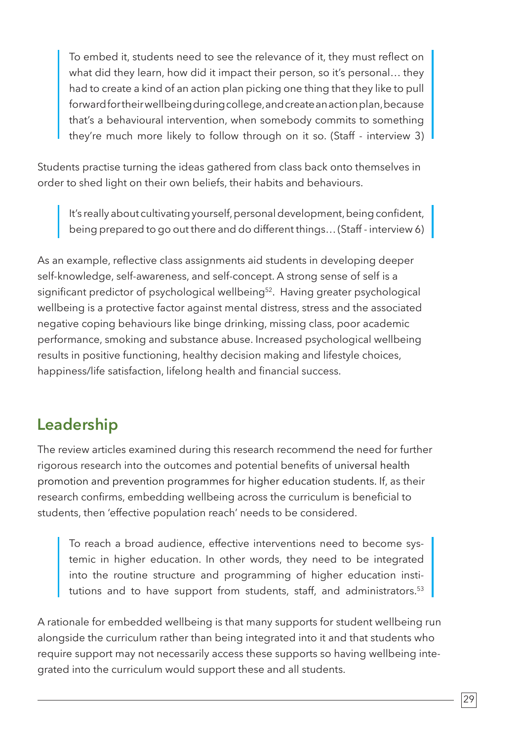> To embed it, students need to see the relevance of it, they must reflect on what did they learn, how did it impact their person, so it's personal… they had to create a kind of an action plan picking one thing that they like to pull forward for their wellbeing during college, and create an action plan, because that's a behavioural intervention, when somebody commits to something they're much more likely to follow through on it so. (Staff - interview 3)

Students practise turning the ideas gathered from class back onto themselves in order to shed light on their own beliefs, their habits and behaviours.

> It's really about cultivating yourself, personal development, being confident, being prepared to go out there and do different things… (Staff - interview 6)

As an example, reflective class assignments aid students in developing deeper self-knowledge, self-awareness, and self-concept. A strong sense of self is a significant predictor of psychological wellbeing[52]. Having greater psychological wellbeing is a protective factor against mental distress, stress and the associated negative coping behaviours like binge drinking, missing class, poor academic performance, smoking and substance abuse. Increased psychological wellbeing results in positive functioning, healthy decision making and lifestyle choices, happiness/life satisfaction, lifelong health and financial success.

## Leadership

The review articles examined during this research recommend the need for further rigorous research into the outcomes and potential benefits of universal health promotion and prevention programmes for higher education students. If, as their research confirms, embedding wellbeing across the curriculum is beneficial to students, then 'effective population reach' needs to be considered.

> To reach a broad audience, effective interventions need to become systemic in higher education. In other words, they need to be integrated into the routine structure and programming of higher education institutions and to have support from students, staff, and administrators.[53]

A rationale for embedded wellbeing is that many supports for student wellbeing run alongside the curriculum rather than being integrated into it and that students who require support may not necessarily access these supports so having wellbeing integrated into the curriculum would support these and all students.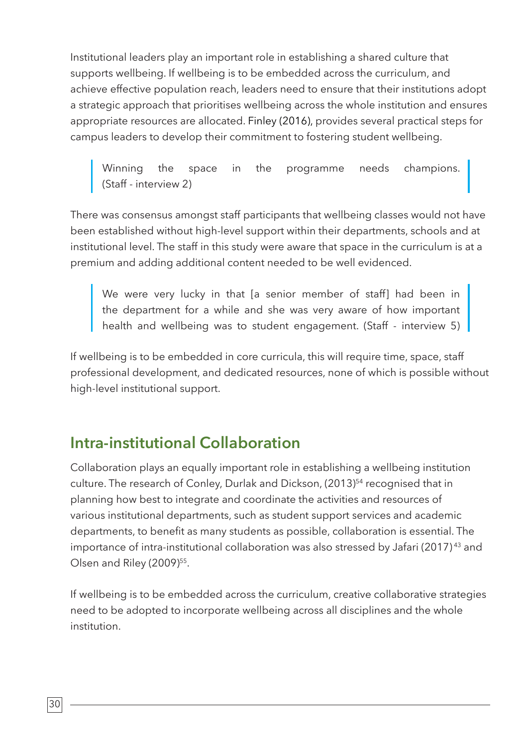Institutional leaders play an important role in establishing a shared culture that supports wellbeing. If wellbeing is to be embedded across the curriculum, and achieve effective population reach, leaders need to ensure that their institutions adopt a strategic approach that prioritises wellbeing across the whole institution and ensures appropriate resources are allocated. Finley (2016), provides several practical steps for campus leaders to develop their commitment to fostering student wellbeing.

> Winning the space in the programme needs champions. (Staff - interview 2)

There was consensus amongst staff participants that wellbeing classes would not have been established without high-level support within their departments, schools and at institutional level. The staff in this study were aware that space in the curriculum is at a premium and adding additional content needed to be well evidenced.

> We were very lucky in that [a senior member of staff] had been in the department for a while and she was very aware of how important health and wellbeing was to student engagement. (Staff - interview 5)

If wellbeing is to be embedded in core curricula, this will require time, space, staff professional development, and dedicated resources, none of which is possible without high-level institutional support.

## Intra-institutional Collaboration

Collaboration plays an equally important role in establishing a wellbeing institution culture. The research of Conley, Durlak and Dickson, (2013)[54] recognised that in planning how best to integrate and coordinate the activities and resources of various institutional departments, such as student support services and academic departments, to benefit as many students as possible, collaboration is essential. The importance of intra-institutional collaboration was also stressed by Jafari (2017)[43] and Olsen and Riley (2009)[55].

If wellbeing is to be embedded across the curriculum, creative collaborative strategies need to be adopted to incorporate wellbeing across all disciplines and the whole institution.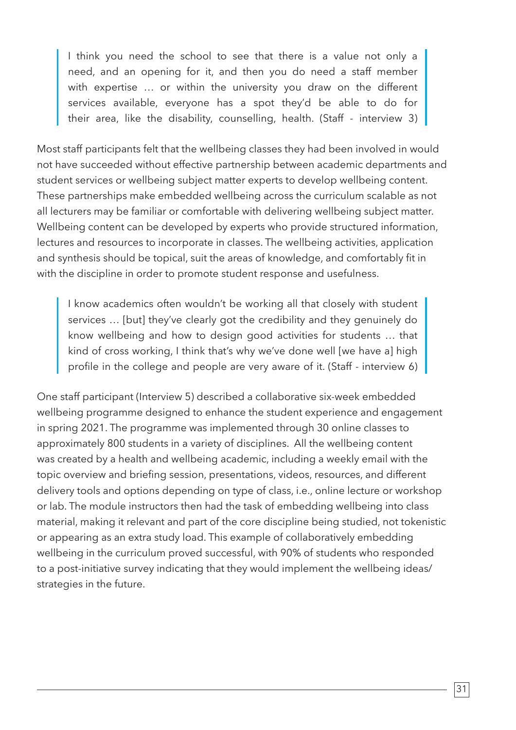> I think you need the school to see that there is a value not only a need, and an opening for it, and then you do need a staff member with expertise … or within the university you draw on the different services available, everyone has a spot they'd be able to do for their area, like the disability, counselling, health. (Staff - interview 3)

Most staff participants felt that the wellbeing classes they had been involved in would not have succeeded without effective partnership between academic departments and student services or wellbeing subject matter experts to develop wellbeing content. These partnerships make embedded wellbeing across the curriculum scalable as not all lecturers may be familiar or comfortable with delivering wellbeing subject matter. Wellbeing content can be developed by experts who provide structured information, lectures and resources to incorporate in classes. The wellbeing activities, application and synthesis should be topical, suit the areas of knowledge, and comfortably fit in with the discipline in order to promote student response and usefulness.

> I know academics often wouldn't be working all that closely with student services … [but] they've clearly got the credibility and they genuinely do know wellbeing and how to design good activities for students … that kind of cross working, I think that's why we've done well [we have a] high profile in the college and people are very aware of it. (Staff - interview 6)

One staff participant (Interview 5) described a collaborative six-week embedded wellbeing programme designed to enhance the student experience and engagement in spring 2021. The programme was implemented through 30 online classes to approximately 800 students in a variety of disciplines. All the wellbeing content was created by a health and wellbeing academic, including a weekly email with the topic overview and briefing session, presentations, videos, resources, and different delivery tools and options depending on type of class, i.e., online lecture or workshop or lab. The module instructors then had the task of embedding wellbeing into class material, making it relevant and part of the core discipline being studied, not tokenistic or appearing as an extra study load. This example of collaboratively embedding wellbeing in the curriculum proved successful, with 90% of students who responded to a post-initiative survey indicating that they would implement the wellbeing ideas/strategies in the future.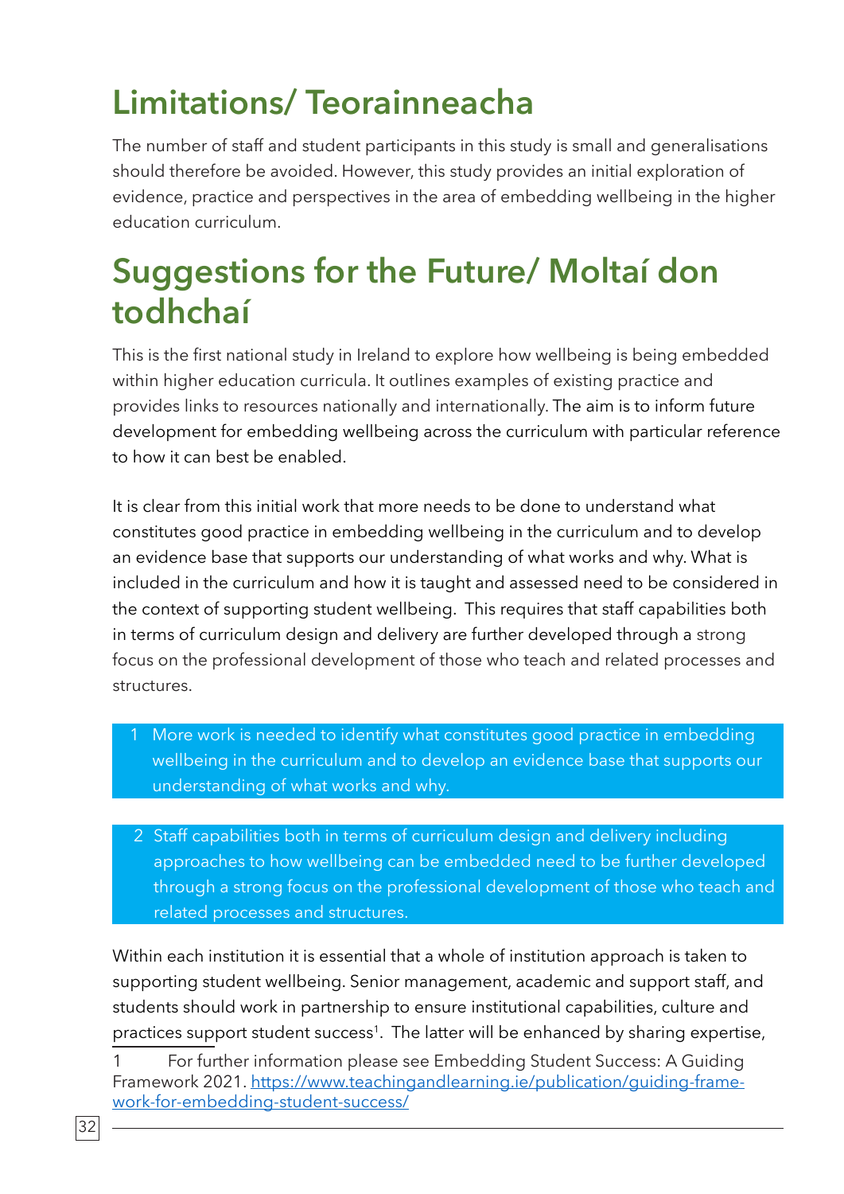# Limitations/ Teorainneacha

The number of staff and student participants in this study is small and generalisations should therefore be avoided. However, this study provides an initial exploration of evidence, practice and perspectives in the area of embedding wellbeing in the higher education curriculum.

# Suggestions for the Future/ Moltaí don todhchaí

This is the first national study in Ireland to explore how wellbeing is being embedded within higher education curricula. It outlines examples of existing practice and provides links to resources nationally and internationally. The aim is to inform future development for embedding wellbeing across the curriculum with particular reference to how it can best be enabled.

It is clear from this initial work that more needs to be done to understand what constitutes good practice in embedding wellbeing in the curriculum and to develop an evidence base that supports our understanding of what works and why. What is included in the curriculum and how it is taught and assessed need to be considered in the context of supporting student wellbeing. This requires that staff capabilities both in terms of curriculum design and delivery are further developed through a strong focus on the professional development of those who teach and related processes and structures.

1. More work is needed to identify what constitutes good practice in embedding wellbeing in the curriculum and to develop an evidence base that supports our understanding of what works and why.

2. Staff capabilities both in terms of curriculum design and delivery including approaches to how wellbeing can be embedded need to be further developed through a strong focus on the professional development of those who teach and related processes and structures.

Within each institution it is essential that a whole of institution approach is taken to supporting student wellbeing. Senior management, academic and support staff, and students should work in partnership to ensure institutional capabilities, culture and practices support student success[1]. The latter will be enhanced by sharing expertise,

[1] For further information please see Embedding Student Success: A Guiding Framework 2021. https://www.teachingandlearning.ie/publication/guiding-framework-for-embedding-student-success/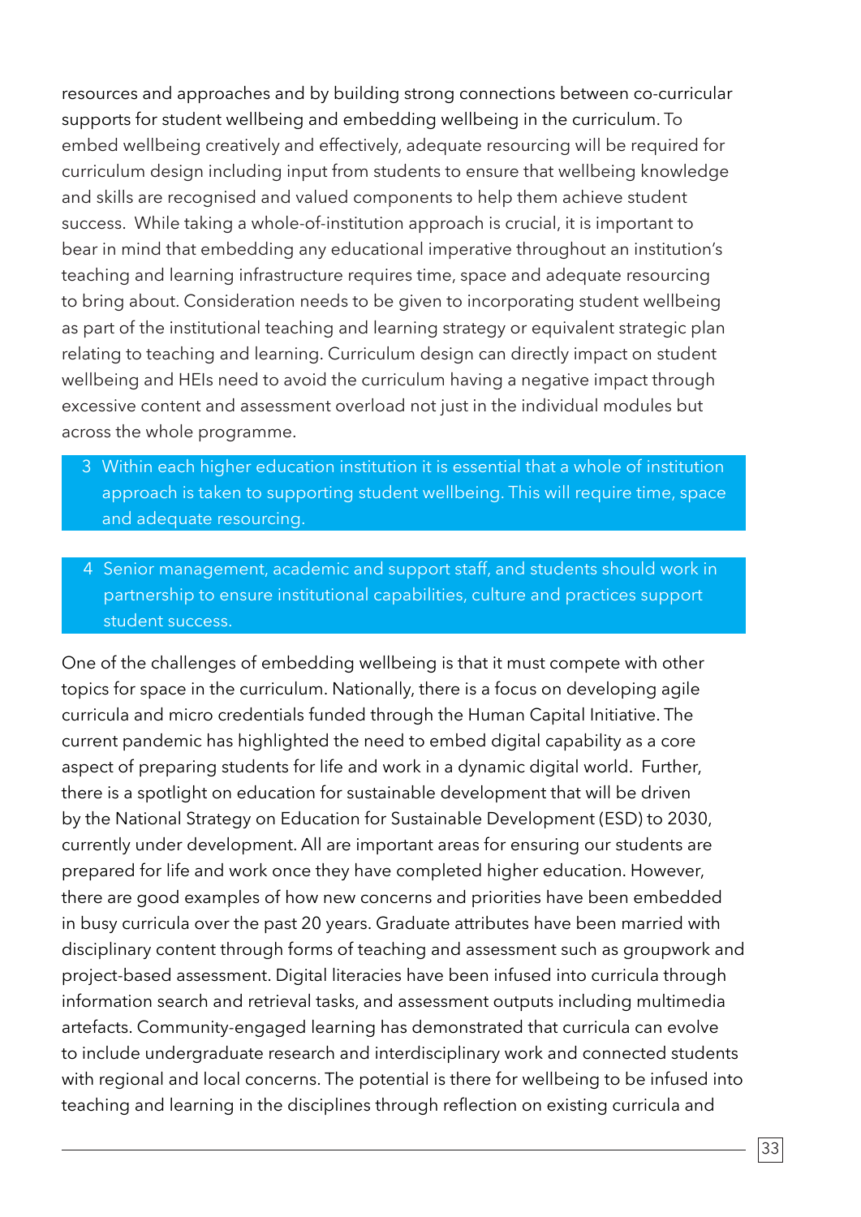resources and approaches and by building strong connections between co-curricular supports for student wellbeing and embedding wellbeing in the curriculum. To embed wellbeing creatively and effectively, adequate resourcing will be required for curriculum design including input from students to ensure that wellbeing knowledge and skills are recognised and valued components to help them achieve student success. While taking a whole-of-institution approach is crucial, it is important to bear in mind that embedding any educational imperative throughout an institution's teaching and learning infrastructure requires time, space and adequate resourcing to bring about. Consideration needs to be given to incorporating student wellbeing as part of the institutional teaching and learning strategy or equivalent strategic plan relating to teaching and learning. Curriculum design can directly impact on student wellbeing and HEIs need to avoid the curriculum having a negative impact through excessive content and assessment overload not just in the individual modules but across the whole programme.

> 3 Within each higher education institution it is essential that a whole of institution approach is taken to supporting student wellbeing. This will require time, space and adequate resourcing.

> 4 Senior management, academic and support staff, and students should work in partnership to ensure institutional capabilities, culture and practices support student success.

One of the challenges of embedding wellbeing is that it must compete with other topics for space in the curriculum. Nationally, there is a focus on developing agile curricula and micro credentials funded through the Human Capital Initiative. The current pandemic has highlighted the need to embed digital capability as a core aspect of preparing students for life and work in a dynamic digital world. Further, there is a spotlight on education for sustainable development that will be driven by the National Strategy on Education for Sustainable Development (ESD) to 2030, currently under development. All are important areas for ensuring our students are prepared for life and work once they have completed higher education. However, there are good examples of how new concerns and priorities have been embedded in busy curricula over the past 20 years. Graduate attributes have been married with disciplinary content through forms of teaching and assessment such as groupwork and project-based assessment. Digital literacies have been infused into curricula through information search and retrieval tasks, and assessment outputs including multimedia artefacts. Community-engaged learning has demonstrated that curricula can evolve to include undergraduate research and interdisciplinary work and connected students with regional and local concerns. The potential is there for wellbeing to be infused into teaching and learning in the disciplines through reflection on existing curricula and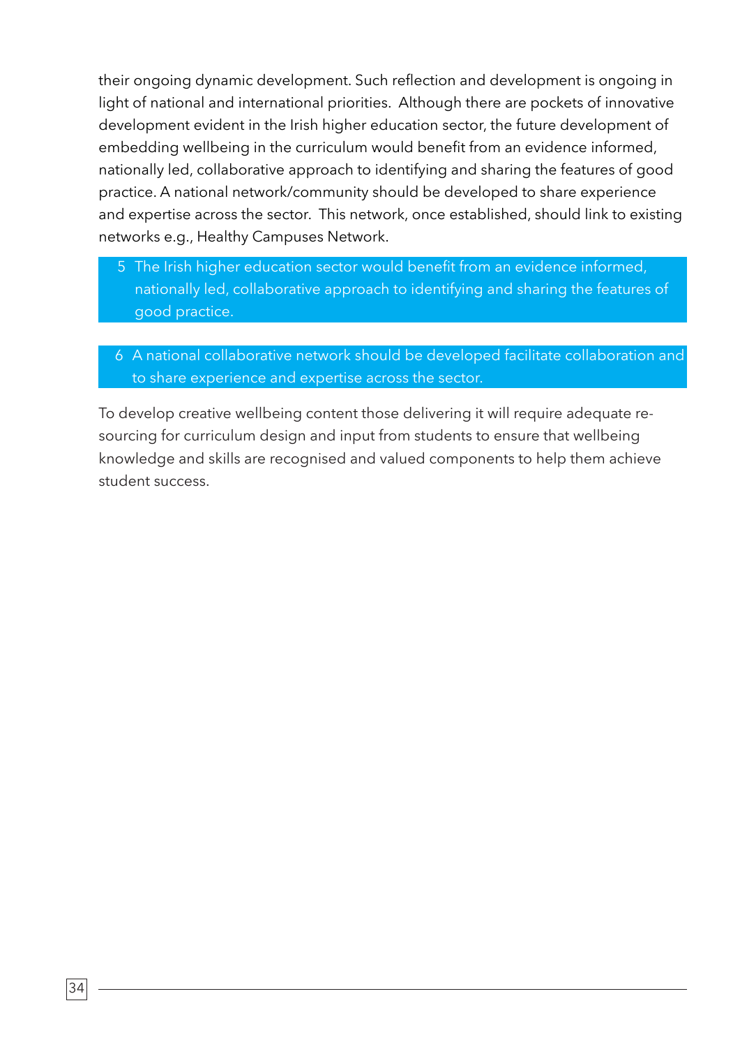their ongoing dynamic development. Such reflection and development is ongoing in light of national and international priorities. Although there are pockets of innovative development evident in the Irish higher education sector, the future development of embedding wellbeing in the curriculum would benefit from an evidence informed, nationally led, collaborative approach to identifying and sharing the features of good practice. A national network/community should be developed to share experience and expertise across the sector. This network, once established, should link to existing networks e.g., Healthy Campuses Network.

> 5 The Irish higher education sector would benefit from an evidence informed, nationally led, collaborative approach to identifying and sharing the features of good practice.

> 6 A national collaborative network should be developed facilitate collaboration and to share experience and expertise across the sector.

To develop creative wellbeing content those delivering it will require adequate re-sourcing for curriculum design and input from students to ensure that wellbeing knowledge and skills are recognised and valued components to help them achieve student success.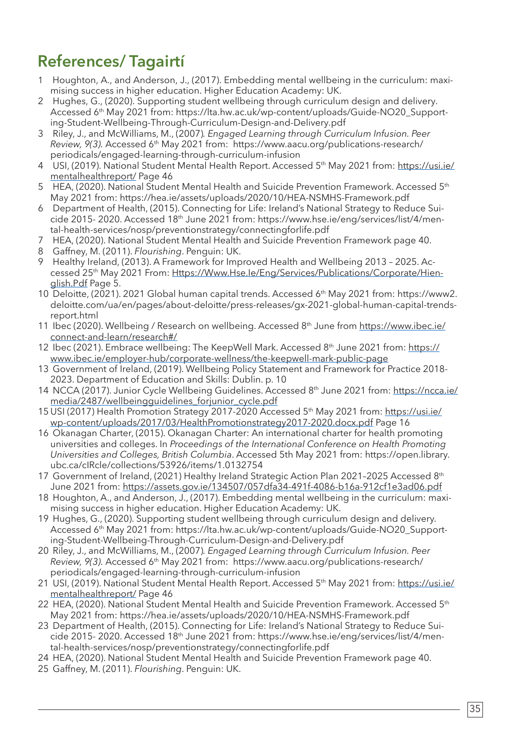## References/ Tagairtí

1. Houghton, A., and Anderson, J., (2017). Embedding mental wellbeing in the curriculum: maximising success in higher education. Higher Education Academy: UK.
2. Hughes, G., (2020). Supporting student wellbeing through curriculum design and delivery. Accessed 6th May 2021 from: https://lta.hw.ac.uk/wp-content/uploads/Guide-NO20_Supporting-Student-Wellbeing-Through-Curriculum-Design-and-Delivery.pdf
3. Riley, J., and McWilliams, M., (2007). *Engaged Learning through Curriculum Infusion. Peer Review, 9(3).* Accessed 6th May 2021 from: https://www.aacu.org/publications-research/periodicals/engaged-learning-through-curriculum-infusion
4. USI, (2019). National Student Mental Health Report. Accessed 5th May 2021 from: https://usi.ie/mentalhealthreport/ Page 46
5. HEA, (2020). National Student Mental Health and Suicide Prevention Framework. Accessed 5th May 2021 from: https://hea.ie/assets/uploads/2020/10/HEA-NSMHS-Framework.pdf
6. Department of Health, (2015). Connecting for Life: Ireland's National Strategy to Reduce Suicide 2015- 2020. Accessed 18th June 2021 from: https://www.hse.ie/eng/services/list/4/mental-health-services/nosp/preventionstrategy/connectingforlife.pdf
7. HEA, (2020). National Student Mental Health and Suicide Prevention Framework page 40.
8. Gaffney, M. (2011). *Flourishing*. Penguin: UK.
9. Healthy Ireland, (2013). A Framework for Improved Health and Wellbeing 2013 – 2025. Accessed 25th May 2021 From: Https://Www.Hse.Ie/Eng/Services/Publications/Corporate/Hienglish.Pdf Page 5.
10. Deloitte, (2021). 2021 Global human capital trends. Accessed 6th May 2021 from: https://www2.deloitte.com/ua/en/pages/about-deloitte/press-releases/gx-2021-global-human-capital-trends-report.html
11. Ibec (2020). Wellbeing / Research on wellbeing. Accessed 8th June from https://www.ibec.ie/connect-and-learn/research#/
12. Ibec (2021). Embrace wellbeing: The KeepWell Mark. Accessed 8th June 2021 from: https://www.ibec.ie/employer-hub/corporate-wellness/the-keepwell-mark-public-page
13. Government of Ireland, (2019). Wellbeing Policy Statement and Framework for Practice 2018-2023. Department of Education and Skills: Dublin. p. 10
14. NCCA (2017). Junior Cycle Wellbeing Guidelines. Accessed 8th June 2021 from: https://ncca.ie/media/2487/wellbeingguidelines_forjunior_cycle.pdf
15. USI (2017) Health Promotion Strategy 2017-2020 Accessed 5th May 2021 from: https://usi.ie/wp-content/uploads/2017/03/HealthPromotionstrategy2017-2020.docx.pdf Page 16
16. Okanagan Charter, (2015). Okanagan Charter: An international charter for health promoting universities and colleges. In *Proceedings of the International Conference on Health Promoting Universities and Colleges, British Columbia*. Accessed 5th May 2021 from: https://open.library.ubc.ca/cIRcle/collections/53926/items/1.0132754
17. Government of Ireland, (2021) Healthy Ireland Strategic Action Plan 2021–2025 Accessed 8th June 2021 from: https://assets.gov.ie/134507/057dfa34-491f-4086-b16a-912cf1e3ad06.pdf
18. Houghton, A., and Anderson, J., (2017). Embedding mental wellbeing in the curriculum: maximising success in higher education. Higher Education Academy: UK.
19. Hughes, G., (2020). Supporting student wellbeing through curriculum design and delivery. Accessed 6th May 2021 from: https://lta.hw.ac.uk/wp-content/uploads/Guide-NO20_Supporting-Student-Wellbeing-Through-Curriculum-Design-and-Delivery.pdf
20. Riley, J., and McWilliams, M., (2007). *Engaged Learning through Curriculum Infusion. Peer Review, 9(3).* Accessed 6th May 2021 from: https://www.aacu.org/publications-research/periodicals/engaged-learning-through-curriculum-infusion
21. USI, (2019). National Student Mental Health Report. Accessed 5th May 2021 from: https://usi.ie/mentalhealthreport/ Page 46
22. HEA, (2020). National Student Mental Health and Suicide Prevention Framework. Accessed 5th May 2021 from: https://hea.ie/assets/uploads/2020/10/HEA-NSMHS-Framework.pdf
23. Department of Health, (2015). Connecting for Life: Ireland's National Strategy to Reduce Suicide 2015- 2020. Accessed 18th June 2021 from: https://www.hse.ie/eng/services/list/4/mental-health-services/nosp/preventionstrategy/connectingforlife.pdf
24. HEA, (2020). National Student Mental Health and Suicide Prevention Framework page 40.
25. Gaffney, M. (2011). *Flourishing*. Penguin: UK.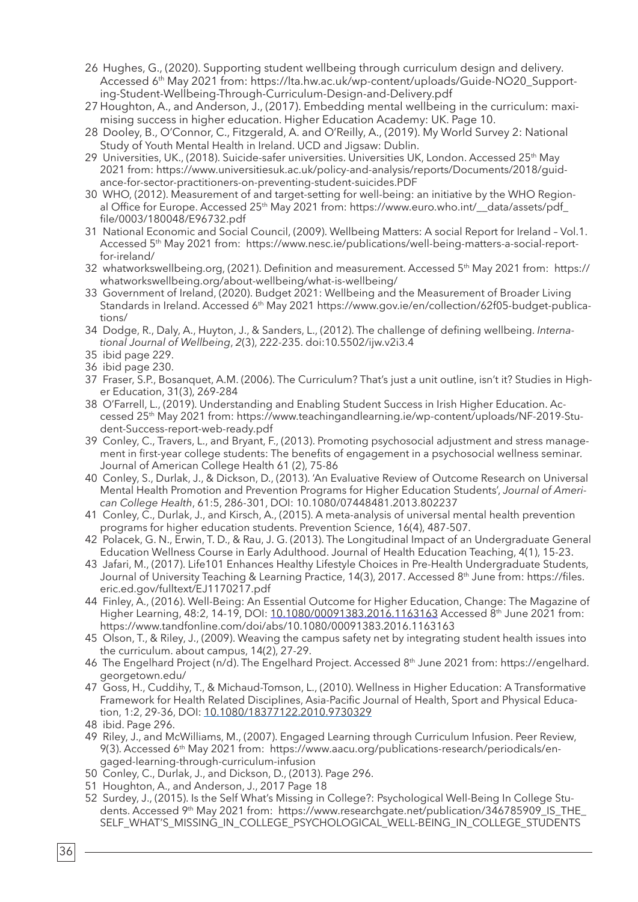26 Hughes, G., (2020). Supporting student wellbeing through curriculum design and delivery. Accessed 6th May 2021 from: https://lta.hw.ac.uk/wp-content/uploads/Guide-NO20_Supporting-Student-Wellbeing-Through-Curriculum-Design-and-Delivery.pdf

27 Houghton, A., and Anderson, J., (2017). Embedding mental wellbeing in the curriculum: maximising success in higher education. Higher Education Academy: UK. Page 10.

28 Dooley, B., O'Connor, C., Fitzgerald, A. and O'Reilly, A., (2019). My World Survey 2: National Study of Youth Mental Health in Ireland. UCD and Jigsaw: Dublin.

29 Universities, UK., (2018). Suicide-safer universities. Universities UK, London. Accessed 25th May 2021 from: https://www.universitiesuk.ac.uk/policy-and-analysis/reports/Documents/2018/guidance-for-sector-practitioners-on-preventing-student-suicides.PDF

30 WHO, (2012). Measurement of and target-setting for well-being: an initiative by the WHO Regional Office for Europe. Accessed 25th May 2021 from: https://www.euro.who.int/__data/assets/pdf_file/0003/180048/E96732.pdf

31 National Economic and Social Council, (2009). Wellbeing Matters: A social Report for Ireland – Vol.1. Accessed 5th May 2021 from: https://www.nesc.ie/publications/well-being-matters-a-social-report-for-ireland/

32 whatworkswellbeing.org, (2021). Definition and measurement. Accessed 5th May 2021 from: https://whatworkswellbeing.org/about-wellbeing/what-is-wellbeing/

33 Government of Ireland, (2020). Budget 2021: Wellbeing and the Measurement of Broader Living Standards in Ireland. Accessed 6th May 2021 https://www.gov.ie/en/collection/62f05-budget-publications/

34 Dodge, R., Daly, A., Huyton, J., & Sanders, L., (2012). The challenge of defining wellbeing. *International Journal of Wellbeing*, *2*(3), 222-235. doi:10.5502/ijw.v2i3.4

35 ibid page 229.

36 ibid page 230.

37 Fraser, S.P., Bosanquet, A.M. (2006). The Curriculum? That's just a unit outline, isn't it? Studies in Higher Education, 31(3), 269-284

38 O'Farrell, L., (2019). Understanding and Enabling Student Success in Irish Higher Education. Accessed 25th May 2021 from: https://www.teachingandlearning.ie/wp-content/uploads/NF-2019-Student-Success-report-web-ready.pdf

39 Conley, C., Travers, L., and Bryant, F., (2013). Promoting psychosocial adjustment and stress management in first-year college students: The benefits of engagement in a psychosocial wellness seminar. Journal of American College Health 61 (2), 75-86

40 Conley, S., Durlak, J., & Dickson, D., (2013). 'An Evaluative Review of Outcome Research on Universal Mental Health Promotion and Prevention Programs for Higher Education Students', *Journal of American College Health*, 61:5, 286-301, DOI: 10.1080/07448481.2013.802237

41 Conley, C., Durlak, J., and Kirsch, A., (2015). A meta-analysis of universal mental health prevention programs for higher education students. Prevention Science, 16(4), 487-507.

42 Polacek, G. N., Erwin, T. D., & Rau, J. G. (2013). The Longitudinal Impact of an Undergraduate General Education Wellness Course in Early Adulthood. Journal of Health Education Teaching, 4(1), 15-23.

43 Jafari, M., (2017). Life101 Enhances Healthy Lifestyle Choices in Pre-Health Undergraduate Students, Journal of University Teaching & Learning Practice, 14(3), 2017. Accessed 8th June from: https://files.eric.ed.gov/fulltext/EJ1170217.pdf

44 Finley, A., (2016). Well-Being: An Essential Outcome for Higher Education, Change: The Magazine of Higher Learning, 48:2, 14-19, DOI: 10.1080/00091383.2016.1163163 Accessed 8th June 2021 from: https://www.tandfonline.com/doi/abs/10.1080/00091383.2016.1163163

45 Olson, T., & Riley, J., (2009). Weaving the campus safety net by integrating student health issues into the curriculum. about campus, 14(2), 27-29.

46 The Engelhard Project (n/d). The Engelhard Project. Accessed 8th June 2021 from: https://engelhard.georgetown.edu/

47 Goss, H., Cuddihy, T., & Michaud-Tomson, L., (2010). Wellness in Higher Education: A Transformative Framework for Health Related Disciplines, Asia-Pacific Journal of Health, Sport and Physical Education, 1:2, 29-36, DOI: 10.1080/18377122.2010.9730329

48 ibid. Page 296.

49 Riley, J., and McWilliams, M., (2007). Engaged Learning through Curriculum Infusion. Peer Review, 9(3). Accessed 6th May 2021 from: https://www.aacu.org/publications-research/periodicals/engaged-learning-through-curriculum-infusion

50 Conley, C., Durlak, J., and Dickson, D., (2013). Page 296.

51 Houghton, A., and Anderson, J., 2017 Page 18

52 Surdey, J., (2015). Is the Self What's Missing in College?: Psychological Well-Being In College Students. Accessed 9th May 2021 from: https://www.researchgate.net/publication/346785909_IS_THE_SELF_WHAT'S_MISSING_IN_COLLEGE_PSYCHOLOGICAL_WELL-BEING_IN_COLLEGE_STUDENTS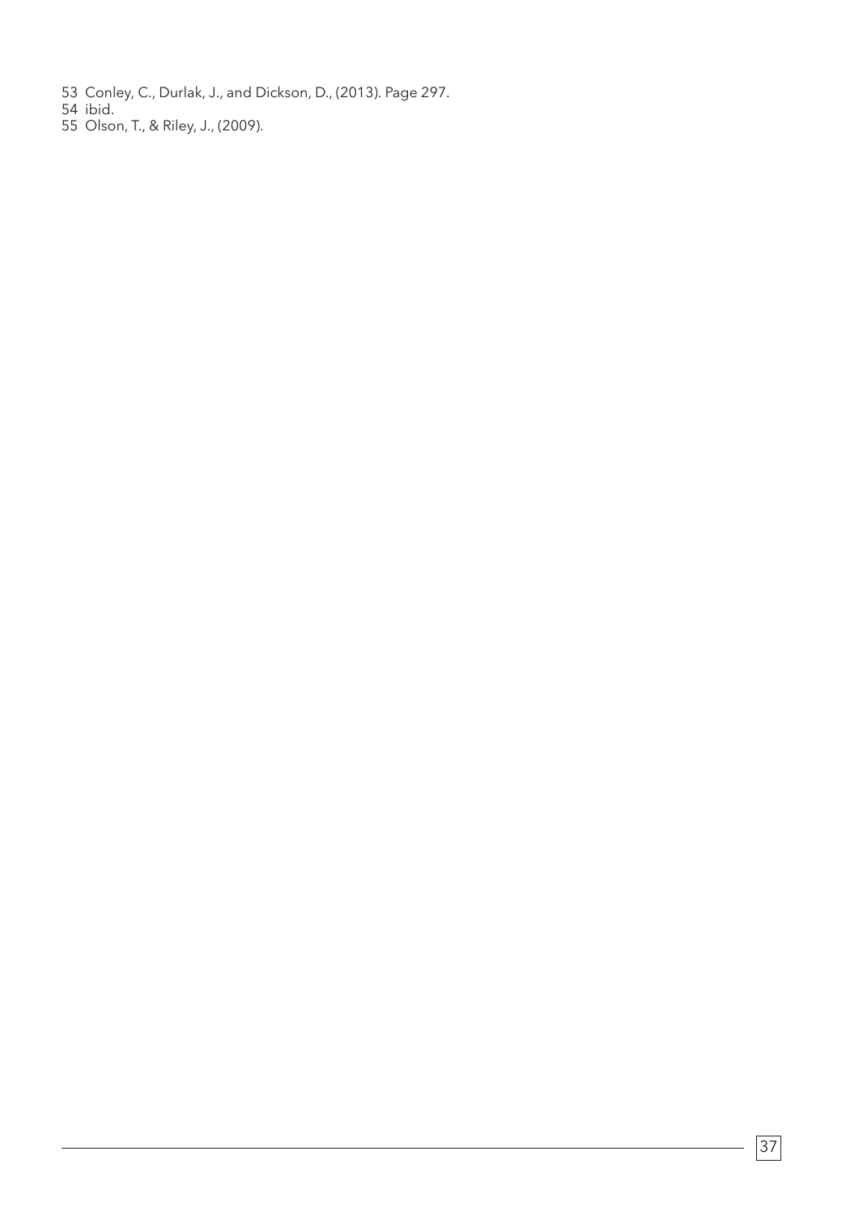53 Conley, C., Durlak, J., and Dickson, D., (2013). Page 297.
54 ibid.
55 Olson, T., & Riley, J., (2009).